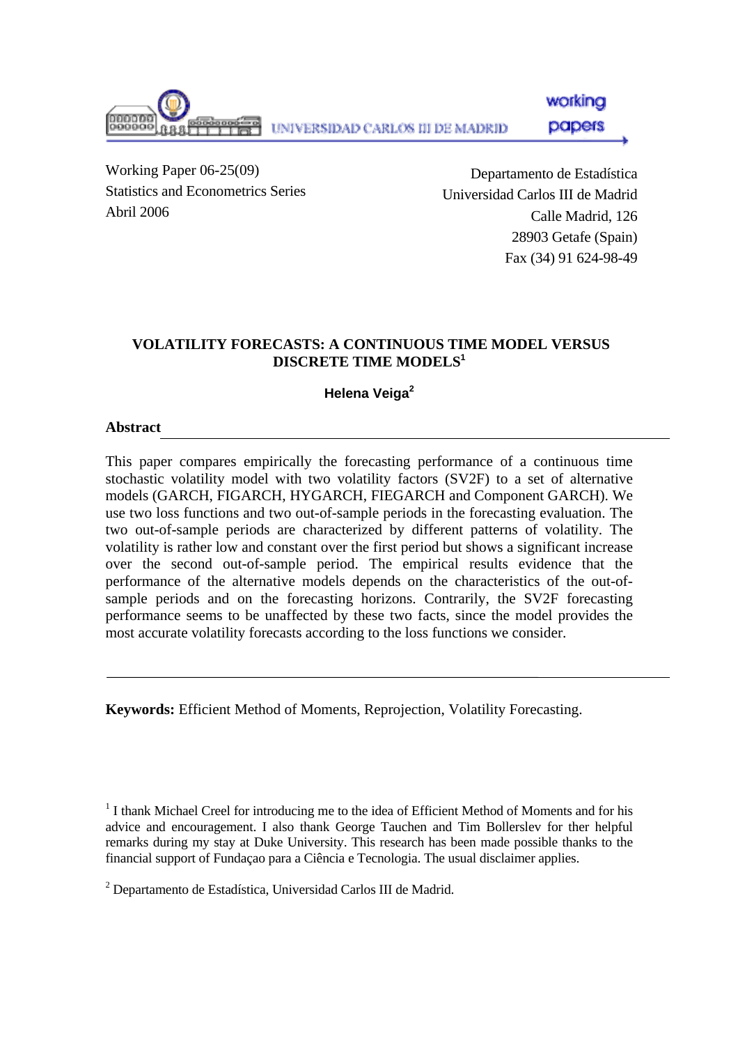UNIVERSIDAD CARLOS III DE MADRID

working papers

Working Paper 06-25(09)
Statistics and Econometrics Series
Abril 2006

Departamento de Estadística
Universidad Carlos III de Madrid
Calle Madrid, 126
28903 Getafe (Spain)
Fax (34) 91 624-98-49

# VOLATILITY FORECASTS: A CONTINUOUS TIME MODEL VERSUS DISCRETE TIME MODELS[1]

**Helena Veiga[2]**

## Abstract

This paper compares empirically the forecasting performance of a continuous time stochastic volatility model with two volatility factors (SV2F) to a set of alternative models (GARCH, FIGARCH, HYGARCH, FIEGARCH and Component GARCH). We use two loss functions and two out-of-sample periods in the forecasting evaluation. The two out-of-sample periods are characterized by different patterns of volatility. The volatility is rather low and constant over the first period but shows a significant increase over the second out-of-sample period. The empirical results evidence that the performance of the alternative models depends on the characteristics of the out-of-sample periods and on the forecasting horizons. Contrarily, the SV2F forecasting performance seems to be unaffected by these two facts, since the model provides the most accurate volatility forecasts according to the loss functions we consider.

---

**Keywords:** Efficient Method of Moments, Reprojection, Volatility Forecasting.

[1] I thank Michael Creel for introducing me to the idea of Efficient Method of Moments and for his advice and encouragement. I also thank George Tauchen and Tim Bollerslev for ther helpful remarks during my stay at Duke University. This research has been made possible thanks to the financial support of Fundaçao para a Ciência e Tecnologia. The usual disclaimer applies.

[2] Departamento de Estadística, Universidad Carlos III de Madrid.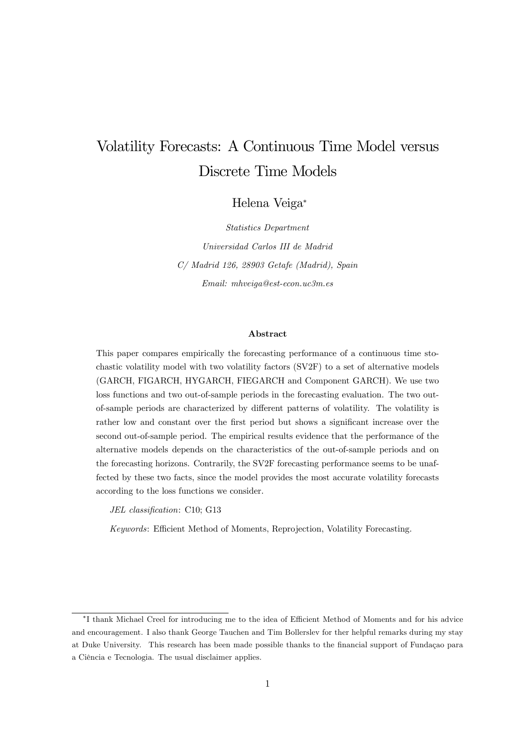# Volatility Forecasts: A Continuous Time Model versus Discrete Time Models

Helena Veiga*

*Statistics Department*

*Universidad Carlos III de Madrid*

*C/ Madrid 126, 28903 Getafe (Madrid), Spain*

*Email: mhveiga@est-econ.uc3m.es*

### Abstract

This paper compares empirically the forecasting performance of a continuous time stochastic volatility model with two volatility factors (SV2F) to a set of alternative models (GARCH, FIGARCH, HYGARCH, FIEGARCH and Component GARCH). We use two loss functions and two out-of-sample periods in the forecasting evaluation. The two out-of-sample periods are characterized by different patterns of volatility. The volatility is rather low and constant over the first period but shows a significant increase over the second out-of-sample period. The empirical results evidence that the performance of the alternative models depends on the characteristics of the out-of-sample periods and on the forecasting horizons. Contrarily, the SV2F forecasting performance seems to be unaffected by these two facts, since the model provides the most accurate volatility forecasts according to the loss functions we consider.

*JEL classification*: C10; G13

*Keywords*: Efficient Method of Moments, Reprojection, Volatility Forecasting.

---

*I thank Michael Creel for introducing me to the idea of Efficient Method of Moments and for his advice and encouragement. I also thank George Tauchen and Tim Bollerslev for ther helpful remarks during my stay at Duke University. This research has been made possible thanks to the financial support of Fundaçao para a Ciência e Tecnologia. The usual disclaimer applies.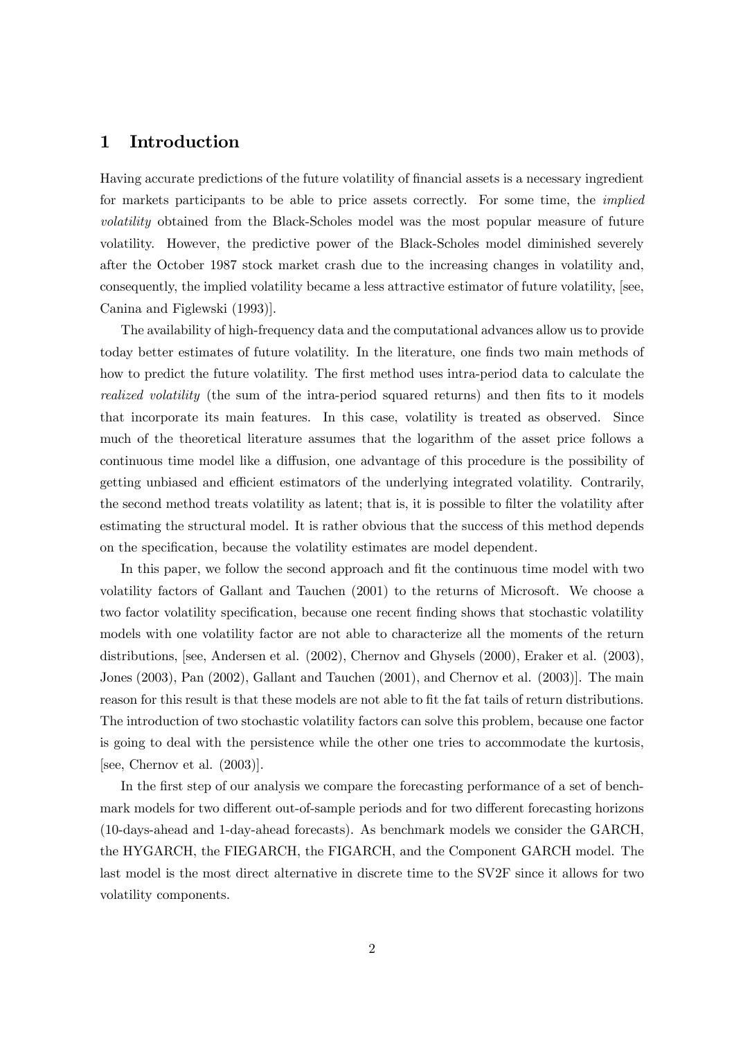# 1 Introduction

Having accurate predictions of the future volatility of financial assets is a necessary ingredient for markets participants to be able to price assets correctly. For some time, the *implied volatility* obtained from the Black-Scholes model was the most popular measure of future volatility. However, the predictive power of the Black-Scholes model diminished severely after the October 1987 stock market crash due to the increasing changes in volatility and, consequently, the implied volatility became a less attractive estimator of future volatility, [see, Canina and Figlewski (1993)].

The availability of high-frequency data and the computational advances allow us to provide today better estimates of future volatility. In the literature, one finds two main methods of how to predict the future volatility. The first method uses intra-period data to calculate the *realized volatility* (the sum of the intra-period squared returns) and then fits to it models that incorporate its main features. In this case, volatility is treated as observed. Since much of the theoretical literature assumes that the logarithm of the asset price follows a continuous time model like a diffusion, one advantage of this procedure is the possibility of getting unbiased and efficient estimators of the underlying integrated volatility. Contrarily, the second method treats volatility as latent; that is, it is possible to filter the volatility after estimating the structural model. It is rather obvious that the success of this method depends on the specification, because the volatility estimates are model dependent.

In this paper, we follow the second approach and fit the continuous time model with two volatility factors of Gallant and Tauchen (2001) to the returns of Microsoft. We choose a two factor volatility specification, because one recent finding shows that stochastic volatility models with one volatility factor are not able to characterize all the moments of the return distributions, [see, Andersen et al. (2002), Chernov and Ghysels (2000), Eraker et al. (2003), Jones (2003), Pan (2002), Gallant and Tauchen (2001), and Chernov et al. (2003)]. The main reason for this result is that these models are not able to fit the fat tails of return distributions. The introduction of two stochastic volatility factors can solve this problem, because one factor is going to deal with the persistence while the other one tries to accommodate the kurtosis, [see, Chernov et al. (2003)].

In the first step of our analysis we compare the forecasting performance of a set of benchmark models for two different out-of-sample periods and for two different forecasting horizons (10-days-ahead and 1-day-ahead forecasts). As benchmark models we consider the GARCH, the HYGARCH, the FIEGARCH, the FIGARCH, and the Component GARCH model. The last model is the most direct alternative in discrete time to the SV2F since it allows for two volatility components.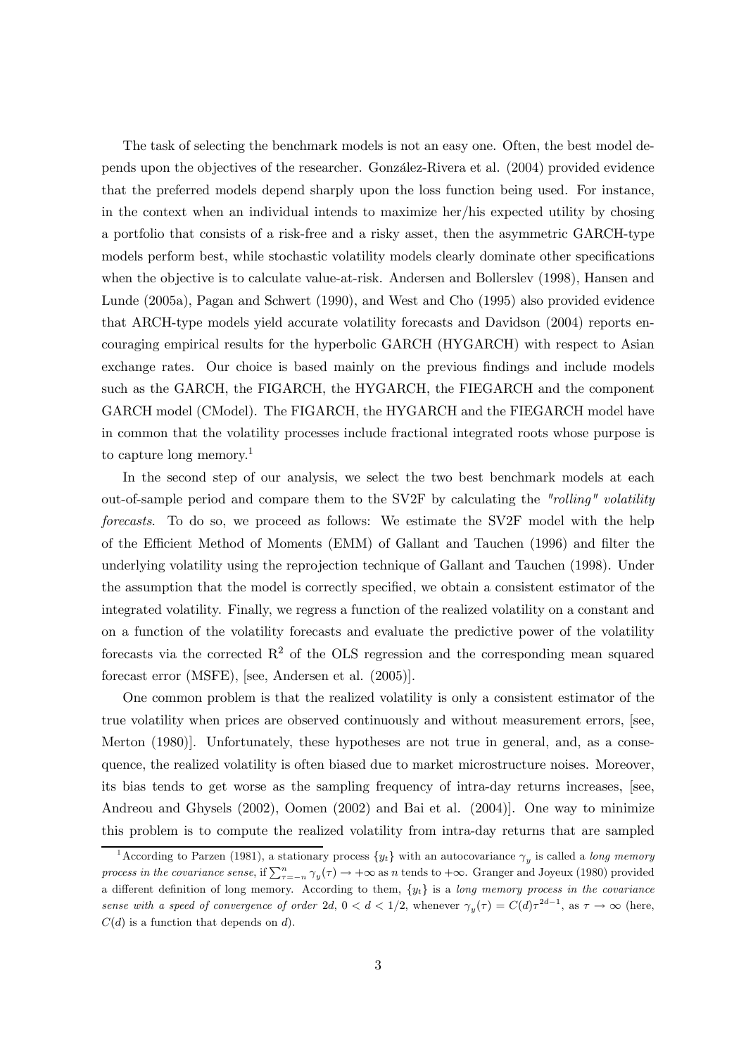The task of selecting the benchmark models is not an easy one. Often, the best model depends upon the objectives of the researcher. González-Rivera et al. (2004) provided evidence that the preferred models depend sharply upon the loss function being used. For instance, in the context when an individual intends to maximize her/his expected utility by chosing a portfolio that consists of a risk-free and a risky asset, then the asymmetric GARCH-type models perform best, while stochastic volatility models clearly dominate other specifications when the objective is to calculate value-at-risk. Andersen and Bollerslev (1998), Hansen and Lunde (2005a), Pagan and Schwert (1990), and West and Cho (1995) also provided evidence that ARCH-type models yield accurate volatility forecasts and Davidson (2004) reports encouraging empirical results for the hyperbolic GARCH (HYGARCH) with respect to Asian exchange rates. Our choice is based mainly on the previous findings and include models such as the GARCH, the FIGARCH, the HYGARCH, the FIEGARCH and the component GARCH model (CModel). The FIGARCH, the HYGARCH and the FIEGARCH model have in common that the volatility processes include fractional integrated roots whose purpose is to capture long memory.[1]

In the second step of our analysis, we select the two best benchmark models at each out-of-sample period and compare them to the SV2F by calculating the *"rolling" volatility forecasts*. To do so, we proceed as follows: We estimate the SV2F model with the help of the Efficient Method of Moments (EMM) of Gallant and Tauchen (1996) and filter the underlying volatility using the reprojection technique of Gallant and Tauchen (1998). Under the assumption that the model is correctly specified, we obtain a consistent estimator of the integrated volatility. Finally, we regress a function of the realized volatility on a constant and on a function of the volatility forecasts and evaluate the predictive power of the volatility forecasts via the corrected $R^2$ of the OLS regression and the corresponding mean squared forecast error (MSFE), [see, Andersen et al. (2005)].

One common problem is that the realized volatility is only a consistent estimator of the true volatility when prices are observed continuously and without measurement errors, [see, Merton (1980)]. Unfortunately, these hypotheses are not true in general, and, as a consequence, the realized volatility is often biased due to market microstructure noises. Moreover, its bias tends to get worse as the sampling frequency of intra-day returns increases, [see, Andreou and Ghysels (2002), Oomen (2002) and Bai et al. (2004)]. One way to minimize this problem is to compute the realized volatility from intra-day returns that are sampled

[1] According to Parzen (1981), a stationary process $\{y_t\}$ with an autocovariance $\gamma_y$ is called a *long memory process in the covariance sense*, if $\sum_{\tau=-n}^{n} \gamma_y(\tau) \to +\infty$ as $n$ tends to $+\infty$. Granger and Joyeux (1980) provided a different definition of long memory. According to them, $\{y_t\}$ is a *long memory process in the covariance sense with a speed of convergence of order* $2d$, $0 < d < 1/2$, whenever $\gamma_y(\tau) = C(d)\tau^{2d-1}$, as $\tau \to \infty$ (here, $C(d)$ is a function that depends on $d$).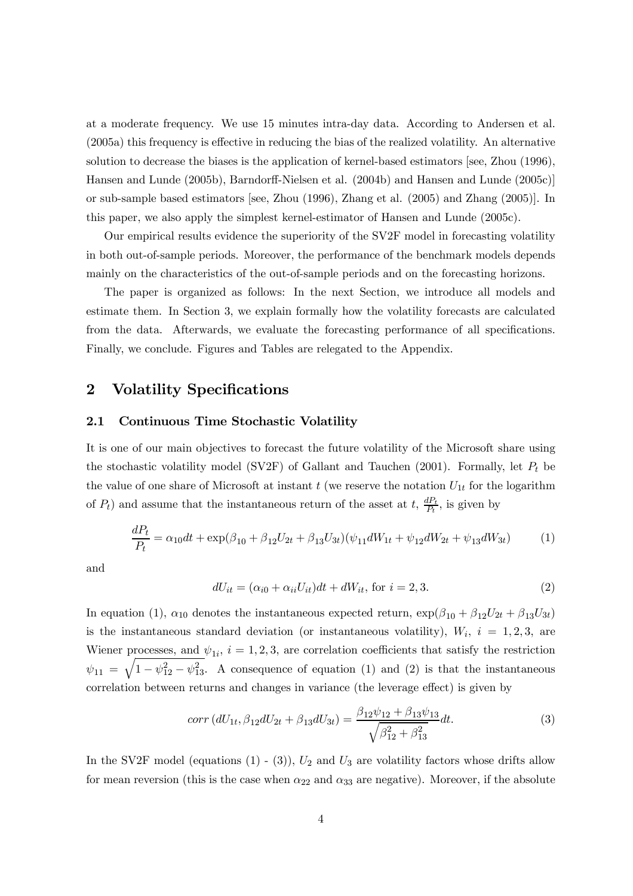at a moderate frequency. We use 15 minutes intra-day data. According to Andersen et al. (2005a) this frequency is effective in reducing the bias of the realized volatility. An alternative solution to decrease the biases is the application of kernel-based estimators [see, Zhou (1996), Hansen and Lunde (2005b), Barndorff-Nielsen et al. (2004b) and Hansen and Lunde (2005c)] or sub-sample based estimators [see, Zhou (1996), Zhang et al. (2005) and Zhang (2005)]. In this paper, we also apply the simplest kernel-estimator of Hansen and Lunde (2005c).

Our empirical results evidence the superiority of the SV2F model in forecasting volatility in both out-of-sample periods. Moreover, the performance of the benchmark models depends mainly on the characteristics of the out-of-sample periods and on the forecasting horizons.

The paper is organized as follows: In the next Section, we introduce all models and estimate them. In Section 3, we explain formally how the volatility forecasts are calculated from the data. Afterwards, we evaluate the forecasting performance of all specifications. Finally, we conclude. Figures and Tables are relegated to the Appendix.

## 2 Volatility Specifications

### 2.1 Continuous Time Stochastic Volatility

It is one of our main objectives to forecast the future volatility of the Microsoft share using the stochastic volatility model (SV2F) of Gallant and Tauchen (2001). Formally, let $P_t$ be the value of one share of Microsoft at instant $t$ (we reserve the notation $U_{1t}$ for the logarithm of $P_t$) and assume that the instantaneous return of the asset at $t$, $\frac{dP_t}{P_t}$, is given by

$$\frac{dP_t}{P_t} = \alpha_{10}dt + \exp(\beta_{10} + \beta_{12}U_{2t} + \beta_{13}U_{3t})(\psi_{11}dW_{1t} + \psi_{12}dW_{2t} + \psi_{13}dW_{3t}) \tag{1}$$

and

$$dU_{it} = (\alpha_{i0} + \alpha_{ii}U_{it})dt + dW_{it}, \text{ for } i = 2, 3. \tag{2}$$

In equation (1), $\alpha_{10}$ denotes the instantaneous expected return, $\exp(\beta_{10} + \beta_{12}U_{2t} + \beta_{13}U_{3t})$ is the instantaneous standard deviation (or instantaneous volatility), $W_i$, $i = 1, 2, 3$, are Wiener processes, and $\psi_{1i}$, $i = 1, 2, 3$, are correlation coefficients that satisfy the restriction $\psi_{11} = \sqrt{1 - \psi_{12}^2 - \psi_{13}^2}$. A consequence of equation (1) and (2) is that the instantaneous correlation between returns and changes in variance (the leverage effect) is given by

$$corr\left(dU_{1t}, \beta_{12}dU_{2t} + \beta_{13}dU_{3t}\right) = \frac{\beta_{12}\psi_{12} + \beta_{13}\psi_{13}}{\sqrt{\beta_{12}^2 + \beta_{13}^2}}dt. \tag{3}$$

In the SV2F model (equations (1) - (3)), $U_2$ and $U_3$ are volatility factors whose drifts allow for mean reversion (this is the case when $\alpha_{22}$ and $\alpha_{33}$ are negative). Moreover, if the absolute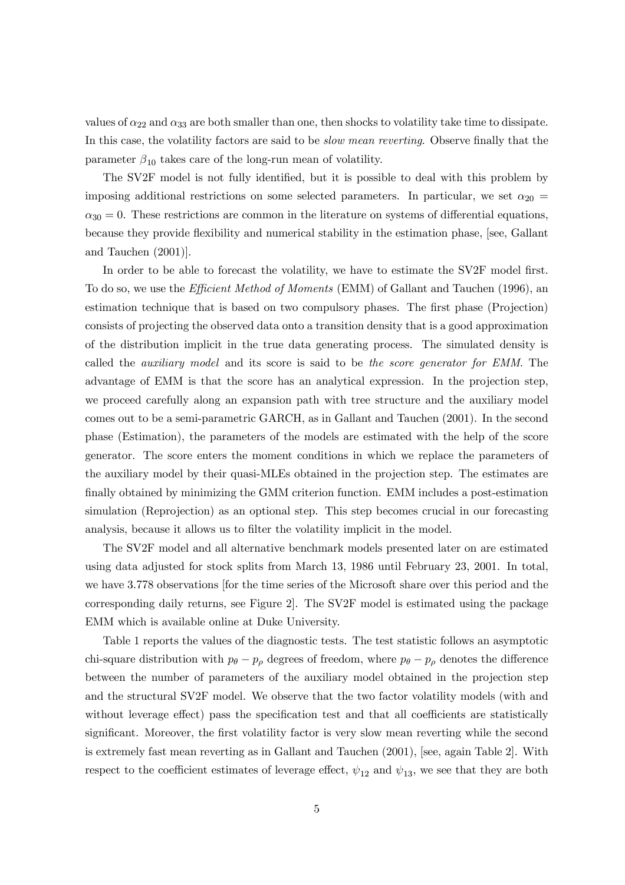values of $\alpha_{22}$ and $\alpha_{33}$ are both smaller than one, then shocks to volatility take time to dissipate. In this case, the volatility factors are said to be *slow mean reverting*. Observe finally that the parameter $\beta_{10}$ takes care of the long-run mean of volatility.

The SV2F model is not fully identified, but it is possible to deal with this problem by imposing additional restrictions on some selected parameters. In particular, we set $\alpha_{20} = \alpha_{30} = 0$. These restrictions are common in the literature on systems of differential equations, because they provide flexibility and numerical stability in the estimation phase, [see, Gallant and Tauchen (2001)].

In order to be able to forecast the volatility, we have to estimate the SV2F model first. To do so, we use the *Efficient Method of Moments* (EMM) of Gallant and Tauchen (1996), an estimation technique that is based on two compulsory phases. The first phase (Projection) consists of projecting the observed data onto a transition density that is a good approximation of the distribution implicit in the true data generating process. The simulated density is called the *auxiliary model* and its score is said to be *the score generator for EMM*. The advantage of EMM is that the score has an analytical expression. In the projection step, we proceed carefully along an expansion path with tree structure and the auxiliary model comes out to be a semi-parametric GARCH, as in Gallant and Tauchen (2001). In the second phase (Estimation), the parameters of the models are estimated with the help of the score generator. The score enters the moment conditions in which we replace the parameters of the auxiliary model by their quasi-MLEs obtained in the projection step. The estimates are finally obtained by minimizing the GMM criterion function. EMM includes a post-estimation simulation (Reprojection) as an optional step. This step becomes crucial in our forecasting analysis, because it allows us to filter the volatility implicit in the model.

The SV2F model and all alternative benchmark models presented later on are estimated using data adjusted for stock splits from March 13, 1986 until February 23, 2001. In total, we have 3.778 observations [for the time series of the Microsoft share over this period and the corresponding daily returns, see Figure 2]. The SV2F model is estimated using the package EMM which is available online at Duke University.

Table 1 reports the values of the diagnostic tests. The test statistic follows an asymptotic chi-square distribution with $p_\theta - p_\rho$ degrees of freedom, where $p_\theta - p_\rho$ denotes the difference between the number of parameters of the auxiliary model obtained in the projection step and the structural SV2F model. We observe that the two factor volatility models (with and without leverage effect) pass the specification test and that all coefficients are statistically significant. Moreover, the first volatility factor is very slow mean reverting while the second is extremely fast mean reverting as in Gallant and Tauchen (2001), [see, again Table 2]. With respect to the coefficient estimates of leverage effect, $\psi_{12}$ and $\psi_{13}$, we see that they are both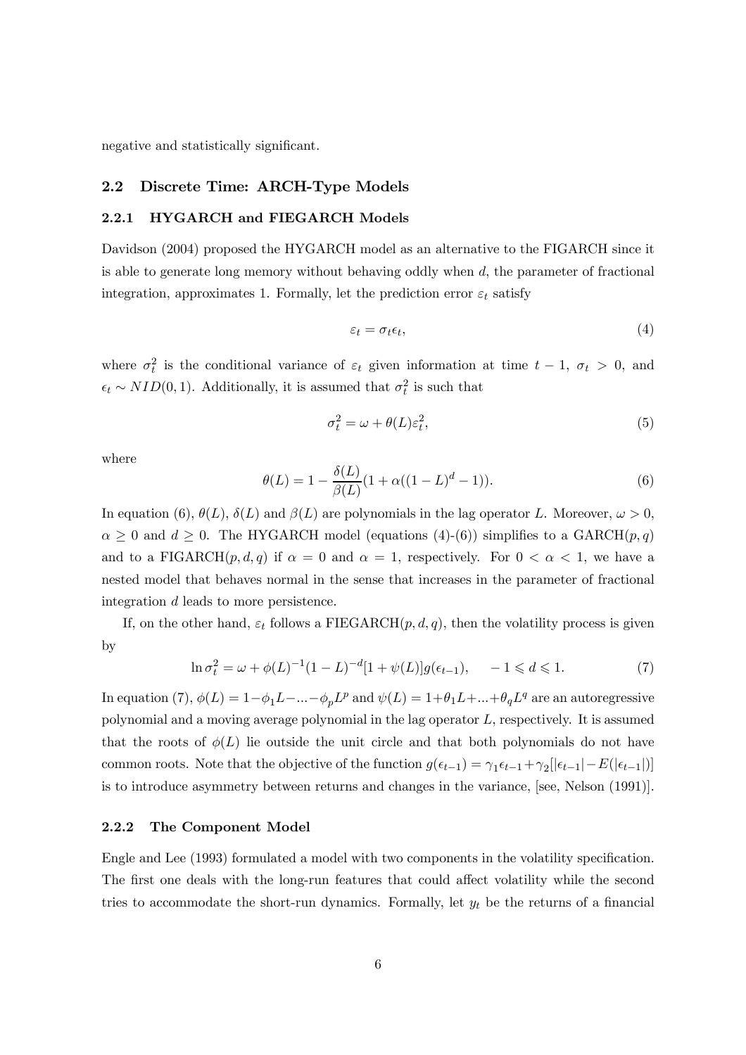negative and statistically significant.

## 2.2 Discrete Time: ARCH-Type Models

### 2.2.1 HYGARCH and FIEGARCH Models

Davidson (2004) proposed the HYGARCH model as an alternative to the FIGARCH since it is able to generate long memory without behaving oddly when $d$, the parameter of fractional integration, approximates 1. Formally, let the prediction error $\varepsilon_t$ satisfy

$$\varepsilon_t = \sigma_t \epsilon_t, \tag{4}$$

where $\sigma_t^2$ is the conditional variance of $\varepsilon_t$ given information at time $t-1$, $\sigma_t > 0$, and $\epsilon_t \sim NID(0,1)$. Additionally, it is assumed that $\sigma_t^2$ is such that

$$\sigma_t^2 = \omega + \theta(L)\varepsilon_t^2, \tag{5}$$

where

$$\theta(L) = 1 - \frac{\delta(L)}{\beta(L)}(1 + \alpha((1-L)^d - 1)). \tag{6}$$

In equation (6), $\theta(L)$, $\delta(L)$ and $\beta(L)$ are polynomials in the lag operator $L$. Moreover, $\omega > 0$, $\alpha \geq 0$ and $d \geq 0$. The HYGARCH model (equations (4)-(6)) simplifies to a GARCH$(p,q)$ and to a FIGARCH$(p,d,q)$ if $\alpha = 0$ and $\alpha = 1$, respectively. For $0 < \alpha < 1$, we have a nested model that behaves normal in the sense that increases in the parameter of fractional integration $d$ leads to more persistence.

If, on the other hand, $\varepsilon_t$ follows a FIEGARCH$(p,d,q)$, then the volatility process is given by

$$\ln \sigma_t^2 = \omega + \phi(L)^{-1}(1-L)^{-d}[1 + \psi(L)]g(\epsilon_{t-1}), \quad -1 \leqslant d \leqslant 1. \tag{7}$$

In equation (7), $\phi(L) = 1 - \phi_1 L - ... - \phi_p L^p$ and $\psi(L) = 1 + \theta_1 L + ... + \theta_q L^q$ are an autoregressive polynomial and a moving average polynomial in the lag operator $L$, respectively. It is assumed that the roots of $\phi(L)$ lie outside the unit circle and that both polynomials do not have common roots. Note that the objective of the function $g(\epsilon_{t-1}) = \gamma_1 \epsilon_{t-1} + \gamma_2[|\epsilon_{t-1}| - E(|\epsilon_{t-1}|)]$ is to introduce asymmetry between returns and changes in the variance, [see, Nelson (1991)].

### 2.2.2 The Component Model

Engle and Lee (1993) formulated a model with two components in the volatility specification. The first one deals with the long-run features that could affect volatility while the second tries to accommodate the short-run dynamics. Formally, let $y_t$ be the returns of a financial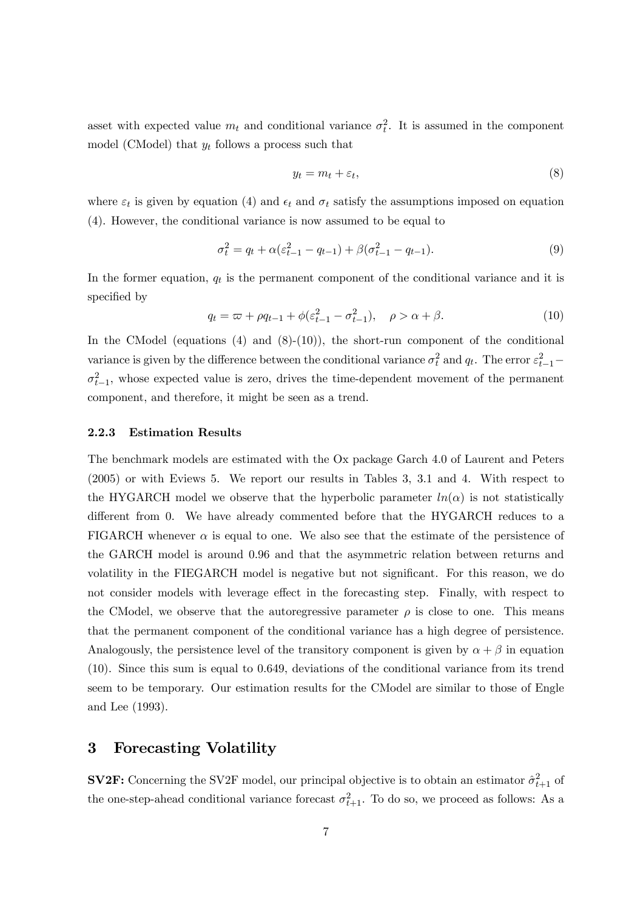asset with expected value $m_t$ and conditional variance $\sigma_t^2$. It is assumed in the component model (CModel) that $y_t$ follows a process such that

$$y_t = m_t + \varepsilon_t, \tag{8}$$

where $\varepsilon_t$ is given by equation (4) and $\epsilon_t$ and $\sigma_t$ satisfy the assumptions imposed on equation (4). However, the conditional variance is now assumed to be equal to

$$\sigma_t^2 = q_t + \alpha(\varepsilon_{t-1}^2 - q_{t-1}) + \beta(\sigma_{t-1}^2 - q_{t-1}). \tag{9}$$

In the former equation, $q_t$ is the permanent component of the conditional variance and it is specified by

$$q_t = \varpi + \rho q_{t-1} + \phi(\varepsilon_{t-1}^2 - \sigma_{t-1}^2), \quad \rho > \alpha + \beta. \tag{10}$$

In the CModel (equations (4) and (8)-(10)), the short-run component of the conditional variance is given by the difference between the conditional variance $\sigma_t^2$ and $q_t$. The error $\varepsilon_{t-1}^2 - \sigma_{t-1}^2$, whose expected value is zero, drives the time-dependent movement of the permanent component, and therefore, it might be seen as a trend.

#### 2.2.3 Estimation Results

The benchmark models are estimated with the Ox package Garch 4.0 of Laurent and Peters (2005) or with Eviews 5. We report our results in Tables 3, 3.1 and 4. With respect to the HYGARCH model we observe that the hyperbolic parameter $ln(\alpha)$ is not statistically different from 0. We have already commented before that the HYGARCH reduces to a FIGARCH whenever $\alpha$ is equal to one. We also see that the estimate of the persistence of the GARCH model is around 0.96 and that the asymmetric relation between returns and volatility in the FIEGARCH model is negative but not significant. For this reason, we do not consider models with leverage effect in the forecasting step. Finally, with respect to the CModel, we observe that the autoregressive parameter $\rho$ is close to one. This means that the permanent component of the conditional variance has a high degree of persistence. Analogously, the persistence level of the transitory component is given by $\alpha + \beta$ in equation (10). Since this sum is equal to 0.649, deviations of the conditional variance from its trend seem to be temporary. Our estimation results for the CModel are similar to those of Engle and Lee (1993).

## 3 Forecasting Volatility

**SV2F:** Concerning the SV2F model, our principal objective is to obtain an estimator $\hat{\sigma}_{t+1}^2$ of the one-step-ahead conditional variance forecast $\sigma_{t+1}^2$. To do so, we proceed as follows: As a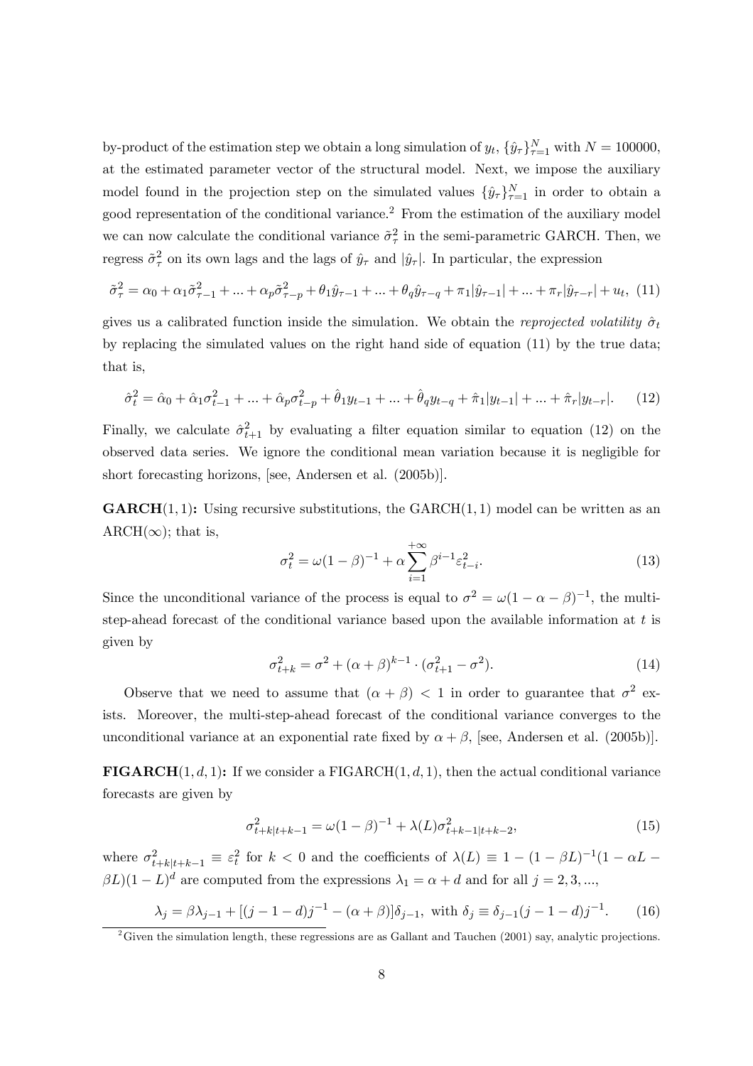by-product of the estimation step we obtain a long simulation of $y_t$, $\{\hat{y}_\tau\}_{\tau=1}^N$ with $N = 100000$, at the estimated parameter vector of the structural model. Next, we impose the auxiliary model found in the projection step on the simulated values $\{\hat{y}_\tau\}_{\tau=1}^N$ in order to obtain a good representation of the conditional variance.[2] From the estimation of the auxiliary model we can now calculate the conditional variance $\tilde{\sigma}_\tau^2$ in the semi-parametric GARCH. Then, we regress $\tilde{\sigma}_\tau^2$ on its own lags and the lags of $\hat{y}_\tau$ and $|\hat{y}_\tau|$. In particular, the expression

$$\tilde{\sigma}_\tau^2 = \alpha_0 + \alpha_1 \tilde{\sigma}_{\tau-1}^2 + ... + \alpha_p \tilde{\sigma}_{\tau-p}^2 + \theta_1 \hat{y}_{\tau-1} + ... + \theta_q \hat{y}_{\tau-q} + \pi_1 |\hat{y}_{\tau-1}| + ... + \pi_r |\hat{y}_{\tau-r}| + u_t, \quad (11)$$

gives us a calibrated function inside the simulation. We obtain the *reprojected volatility* $\hat{\sigma}_t$ by replacing the simulated values on the right hand side of equation (11) by the true data; that is,

$$\hat{\sigma}_t^2 = \hat{\alpha}_0 + \hat{\alpha}_1 \sigma_{t-1}^2 + ... + \hat{\alpha}_p \sigma_{t-p}^2 + \hat{\theta}_1 y_{t-1} + ... + \hat{\theta}_q y_{t-q} + \hat{\pi}_1 |y_{t-1}| + ... + \hat{\pi}_r |y_{t-r}|. \quad (12)$$

Finally, we calculate $\hat{\sigma}_{t+1}^2$ by evaluating a filter equation similar to equation (12) on the observed data series. We ignore the conditional mean variation because it is negligible for short forecasting horizons, [see, Andersen et al. (2005b)].

**GARCH$(1,1)$:** Using recursive substitutions, the GARCH$(1,1)$ model can be written as an ARCH$(\infty)$; that is,

$$\sigma_t^2 = \omega(1-\beta)^{-1} + \alpha \sum_{i=1}^{+\infty} \beta^{i-1} \varepsilon_{t-i}^2. \quad (13)$$

Since the unconditional variance of the process is equal to $\sigma^2 = \omega(1-\alpha-\beta)^{-1}$, the multi-step-ahead forecast of the conditional variance based upon the available information at $t$ is given by

$$\sigma_{t+k}^2 = \sigma^2 + (\alpha+\beta)^{k-1} \cdot (\sigma_{t+1}^2 - \sigma^2). \quad (14)$$

Observe that we need to assume that $(\alpha + \beta) < 1$ in order to guarantee that $\sigma^2$ exists. Moreover, the multi-step-ahead forecast of the conditional variance converges to the unconditional variance at an exponential rate fixed by $\alpha + \beta$, [see, Andersen et al. (2005b)].

**FIGARCH$(1,d,1)$:** If we consider a FIGARCH$(1,d,1)$, then the actual conditional variance forecasts are given by

$$\sigma_{t+k|t+k-1}^2 = \omega(1-\beta)^{-1} + \lambda(L)\sigma_{t+k-1|t+k-2}^2, \quad (15)$$

where $\sigma_{t+k|t+k-1}^2 \equiv \varepsilon_t^2$ for $k < 0$ and the coefficients of $\lambda(L) \equiv 1 - (1-\beta L)^{-1}(1-\alpha L - \beta L)(1-L)^d$ are computed from the expressions $\lambda_1 = \alpha + d$ and for all $j = 2, 3, ...$,

$$\lambda_j = \beta\lambda_{j-1} + [(j-1-d)j^{-1} - (\alpha+\beta)]\delta_{j-1}, \text{ with } \delta_j \equiv \delta_{j-1}(j-1-d)j^{-1}. \quad (16)$$

[2] Given the simulation length, these regressions are as Gallant and Tauchen (2001) say, analytic projections.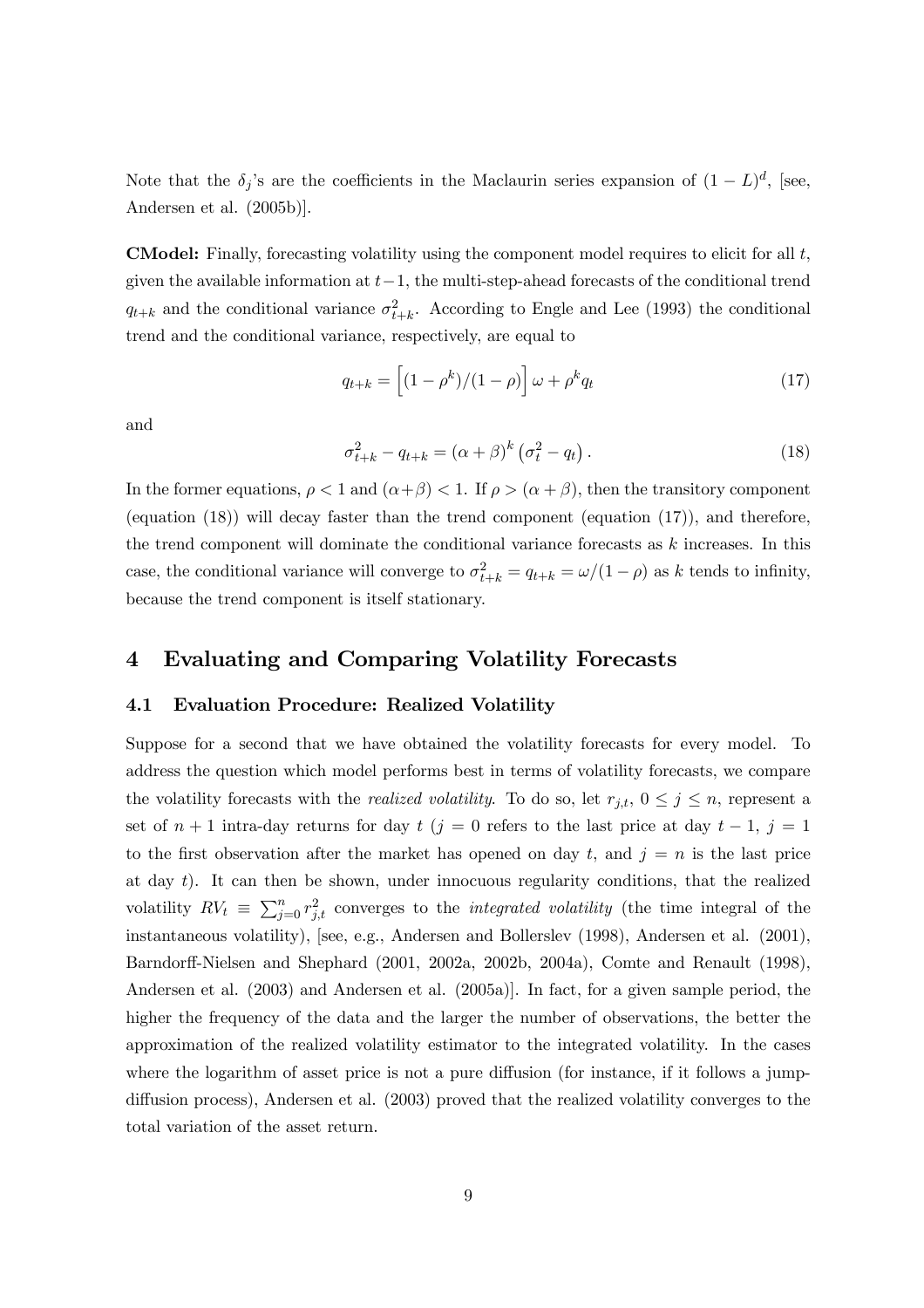Note that the $\delta_j$'s are the coefficients in the Maclaurin series expansion of $(1-L)^d$, [see, Andersen et al. (2005b)].

**CModel:** Finally, forecasting volatility using the component model requires to elicit for all $t$, given the available information at $t-1$, the multi-step-ahead forecasts of the conditional trend $q_{t+k}$ and the conditional variance $\sigma^2_{t+k}$. According to Engle and Lee (1993) the conditional trend and the conditional variance, respectively, are equal to

$$q_{t+k} = \left[(1-\rho^k)/(1-\rho)\right]\omega + \rho^k q_t \tag{17}$$

and

$$\sigma^2_{t+k} - q_{t+k} = (\alpha+\beta)^k \left(\sigma^2_t - q_t\right). \tag{18}$$

In the former equations, $\rho < 1$ and $(\alpha+\beta) < 1$. If $\rho > (\alpha+\beta)$, then the transitory component (equation (18)) will decay faster than the trend component (equation (17)), and therefore, the trend component will dominate the conditional variance forecasts as $k$ increases. In this case, the conditional variance will converge to $\sigma^2_{t+k} = q_{t+k} = \omega/(1-\rho)$ as $k$ tends to infinity, because the trend component is itself stationary.

# 4 Evaluating and Comparing Volatility Forecasts

## 4.1 Evaluation Procedure: Realized Volatility

Suppose for a second that we have obtained the volatility forecasts for every model. To address the question which model performs best in terms of volatility forecasts, we compare the volatility forecasts with the *realized volatility*. To do so, let $r_{j,t}$, $0 \leq j \leq n$, represent a set of $n+1$ intra-day returns for day $t$ ($j = 0$ refers to the last price at day $t-1$, $j = 1$ to the first observation after the market has opened on day $t$, and $j = n$ is the last price at day $t$). It can then be shown, under innocuous regularity conditions, that the realized volatility $RV_t \equiv \sum_{j=0}^{n} r^2_{j,t}$ converges to the *integrated volatility* (the time integral of the instantaneous volatility), [see, e.g., Andersen and Bollerslev (1998), Andersen et al. (2001), Barndorff-Nielsen and Shephard (2001, 2002a, 2002b, 2004a), Comte and Renault (1998), Andersen et al. (2003) and Andersen et al. (2005a)]. In fact, for a given sample period, the higher the frequency of the data and the larger the number of observations, the better the approximation of the realized volatility estimator to the integrated volatility. In the cases where the logarithm of asset price is not a pure diffusion (for instance, if it follows a jump-diffusion process), Andersen et al. (2003) proved that the realized volatility converges to the total variation of the asset return.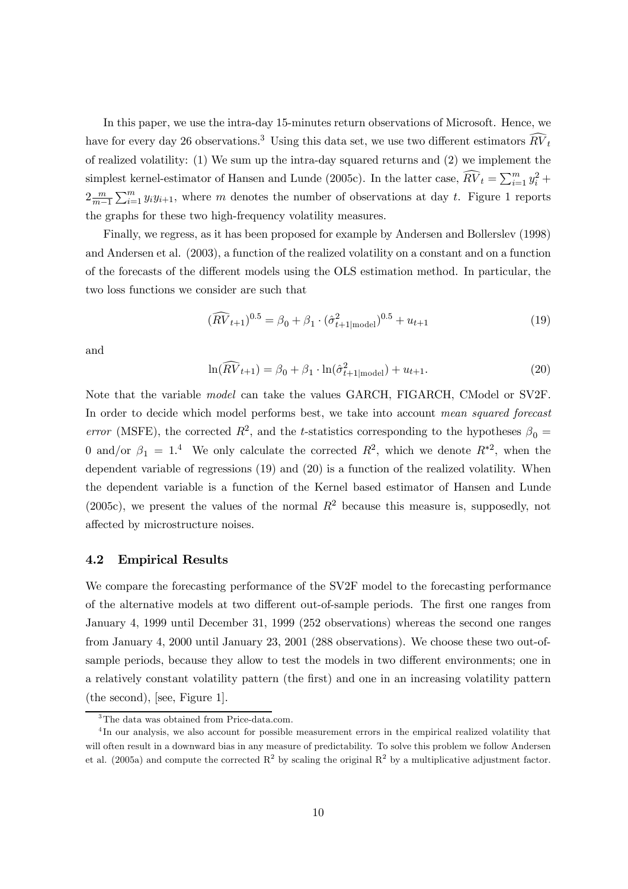In this paper, we use the intra-day 15-minutes return observations of Microsoft. Hence, we have for every day 26 observations.[3] Using this data set, we use two different estimators $\widehat{RV}_t$ of realized volatility: (1) We sum up the intra-day squared returns and (2) we implement the simplest kernel-estimator of Hansen and Lunde (2005c). In the latter case, $\widehat{RV}_t = \sum_{i=1}^{m} y_i^2 + 2\frac{m}{m-1}\sum_{i=1}^{m} y_i y_{i+1}$, where $m$ denotes the number of observations at day $t$. Figure 1 reports the graphs for these two high-frequency volatility measures.

Finally, we regress, as it has been proposed for example by Andersen and Bollerslev (1998) and Andersen et al. (2003), a function of the realized volatility on a constant and on a function of the forecasts of the different models using the OLS estimation method. In particular, the two loss functions we consider are such that

$$(\widehat{RV}_{t+1})^{0.5} = \beta_0 + \beta_1 \cdot (\hat{\sigma}^2_{t+1|\text{model}})^{0.5} + u_{t+1} \tag{19}$$

and

$$\ln(\widehat{RV}_{t+1}) = \beta_0 + \beta_1 \cdot \ln(\hat{\sigma}^2_{t+1|\text{model}}) + u_{t+1}. \tag{20}$$

Note that the variable *model* can take the values GARCH, FIGARCH, CModel or SV2F. In order to decide which model performs best, we take into account *mean squared forecast error* (MSFE), the corrected $R^2$, and the $t$-statistics corresponding to the hypotheses $\beta_0 = 0$ and/or $\beta_1 = 1$.[4] We only calculate the corrected $R^2$, which we denote $R^{*2}$, when the dependent variable of regressions (19) and (20) is a function of the realized volatility. When the dependent variable is a function of the Kernel based estimator of Hansen and Lunde (2005c), we present the values of the normal $R^2$ because this measure is, supposedly, not affected by microstructure noises.

### 4.2 Empirical Results

We compare the forecasting performance of the SV2F model to the forecasting performance of the alternative models at two different out-of-sample periods. The first one ranges from January 4, 1999 until December 31, 1999 (252 observations) whereas the second one ranges from January 4, 2000 until January 23, 2001 (288 observations). We choose these two out-of-sample periods, because they allow to test the models in two different environments; one in a relatively constant volatility pattern (the first) and one in an increasing volatility pattern (the second), [see, Figure 1].

[3] The data was obtained from Price-data.com.

[4] In our analysis, we also account for possible measurement errors in the empirical realized volatility that will often result in a downward bias in any measure of predictability. To solve this problem we follow Andersen et al. (2005a) and compute the corrected $R^2$ by scaling the original $R^2$ by a multiplicative adjustment factor.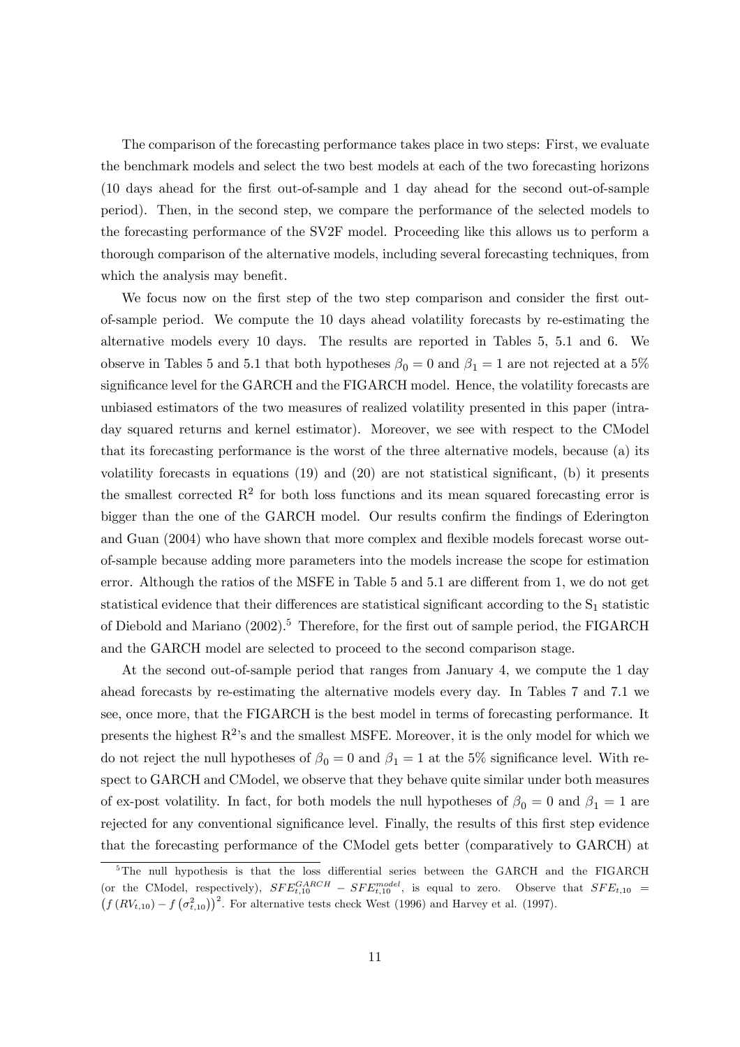The comparison of the forecasting performance takes place in two steps: First, we evaluate the benchmark models and select the two best models at each of the two forecasting horizons (10 days ahead for the first out-of-sample and 1 day ahead for the second out-of-sample period). Then, in the second step, we compare the performance of the selected models to the forecasting performance of the SV2F model. Proceeding like this allows us to perform a thorough comparison of the alternative models, including several forecasting techniques, from which the analysis may benefit.

We focus now on the first step of the two step comparison and consider the first out-of-sample period. We compute the 10 days ahead volatility forecasts by re-estimating the alternative models every 10 days. The results are reported in Tables 5, 5.1 and 6. We observe in Tables 5 and 5.1 that both hypotheses $\beta_0 = 0$ and $\beta_1 = 1$ are not rejected at a 5% significance level for the GARCH and the FIGARCH model. Hence, the volatility forecasts are unbiased estimators of the two measures of realized volatility presented in this paper (intraday squared returns and kernel estimator). Moreover, we see with respect to the CModel that its forecasting performance is the worst of the three alternative models, because (a) its volatility forecasts in equations (19) and (20) are not statistical significant, (b) it presents the smallest corrected $R^2$ for both loss functions and its mean squared forecasting error is bigger than the one of the GARCH model. Our results confirm the findings of Ederington and Guan (2004) who have shown that more complex and flexible models forecast worse out-of-sample because adding more parameters into the models increase the scope for estimation error. Although the ratios of the MSFE in Table 5 and 5.1 are different from 1, we do not get statistical evidence that their differences are statistical significant according to the $S_1$ statistic of Diebold and Mariano (2002).[5] Therefore, for the first out of sample period, the FIGARCH and the GARCH model are selected to proceed to the second comparison stage.

At the second out-of-sample period that ranges from January 4, we compute the 1 day ahead forecasts by re-estimating the alternative models every day. In Tables 7 and 7.1 we see, once more, that the FIGARCH is the best model in terms of forecasting performance. It presents the highest $R^2$'s and the smallest MSFE. Moreover, it is the only model for which we do not reject the null hypotheses of $\beta_0 = 0$ and $\beta_1 = 1$ at the 5% significance level. With respect to GARCH and CModel, we observe that they behave quite similar under both measures of ex-post volatility. In fact, for both models the null hypotheses of $\beta_0 = 0$ and $\beta_1 = 1$ are rejected for any conventional significance level. Finally, the results of this first step evidence that the forecasting performance of the CModel gets better (comparatively to GARCH) at

[5] The null hypothesis is that the loss differential series between the GARCH and the FIGARCH (or the CModel, respectively), $SFE_{t,10}^{GARCH} - SFE_{t,10}^{model}$, is equal to zero. Observe that $SFE_{t,10} = \left(f\left(RV_{t,10}\right) - f\left(\sigma_{t,10}^2\right)\right)^2$. For alternative tests check West (1996) and Harvey et al. (1997).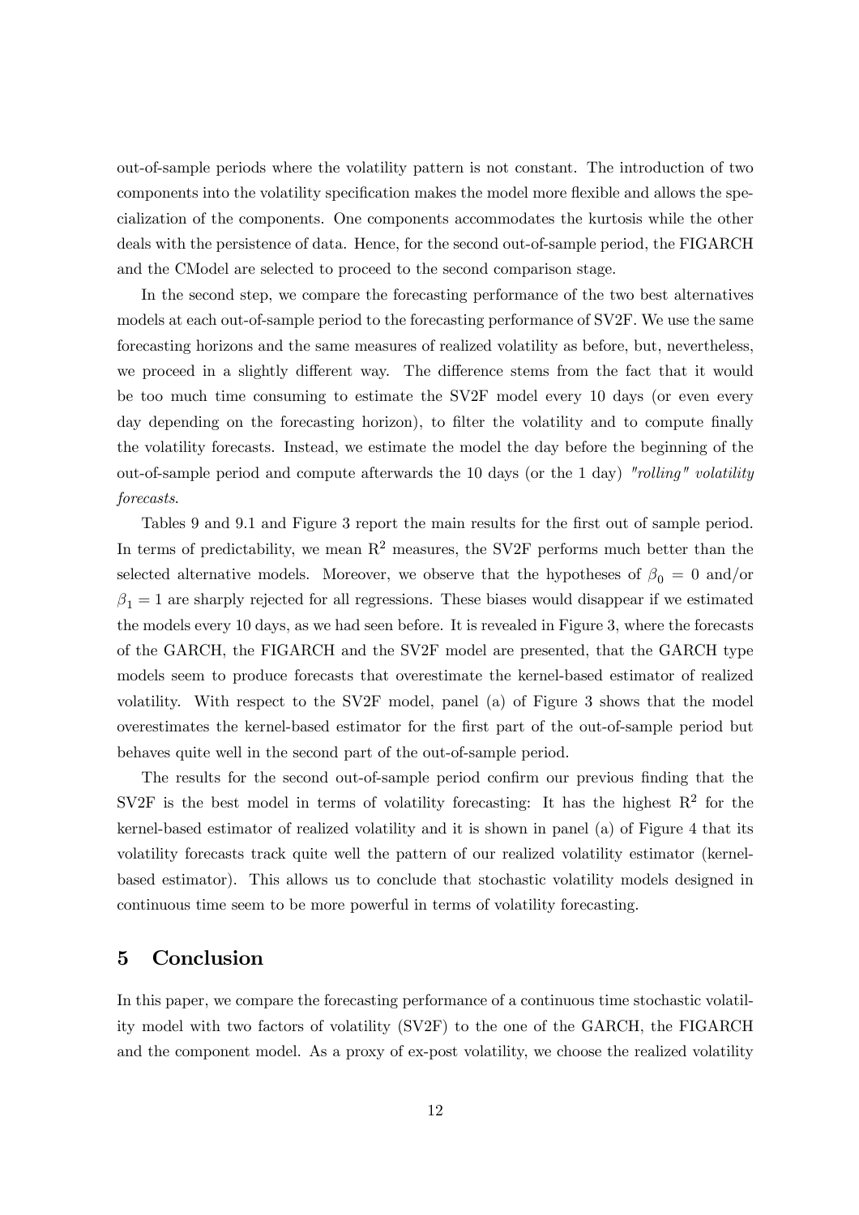out-of-sample periods where the volatility pattern is not constant. The introduction of two components into the volatility specification makes the model more flexible and allows the specialization of the components. One components accommodates the kurtosis while the other deals with the persistence of data. Hence, for the second out-of-sample period, the FIGARCH and the CModel are selected to proceed to the second comparison stage.

In the second step, we compare the forecasting performance of the two best alternatives models at each out-of-sample period to the forecasting performance of SV2F. We use the same forecasting horizons and the same measures of realized volatility as before, but, nevertheless, we proceed in a slightly different way. The difference stems from the fact that it would be too much time consuming to estimate the SV2F model every 10 days (or even every day depending on the forecasting horizon), to filter the volatility and to compute finally the volatility forecasts. Instead, we estimate the model the day before the beginning of the out-of-sample period and compute afterwards the 10 days (or the 1 day) *"rolling" volatility forecasts*.

Tables 9 and 9.1 and Figure 3 report the main results for the first out of sample period. In terms of predictability, we mean $R^2$ measures, the SV2F performs much better than the selected alternative models. Moreover, we observe that the hypotheses of $\beta_0 = 0$ and/or $\beta_1 = 1$ are sharply rejected for all regressions. These biases would disappear if we estimated the models every 10 days, as we had seen before. It is revealed in Figure 3, where the forecasts of the GARCH, the FIGARCH and the SV2F model are presented, that the GARCH type models seem to produce forecasts that overestimate the kernel-based estimator of realized volatility. With respect to the SV2F model, panel (a) of Figure 3 shows that the model overestimates the kernel-based estimator for the first part of the out-of-sample period but behaves quite well in the second part of the out-of-sample period.

The results for the second out-of-sample period confirm our previous finding that the SV2F is the best model in terms of volatility forecasting: It has the highest $R^2$ for the kernel-based estimator of realized volatility and it is shown in panel (a) of Figure 4 that its volatility forecasts track quite well the pattern of our realized volatility estimator (kernel-based estimator). This allows us to conclude that stochastic volatility models designed in continuous time seem to be more powerful in terms of volatility forecasting.

## 5 Conclusion

In this paper, we compare the forecasting performance of a continuous time stochastic volatility model with two factors of volatility (SV2F) to the one of the GARCH, the FIGARCH and the component model. As a proxy of ex-post volatility, we choose the realized volatility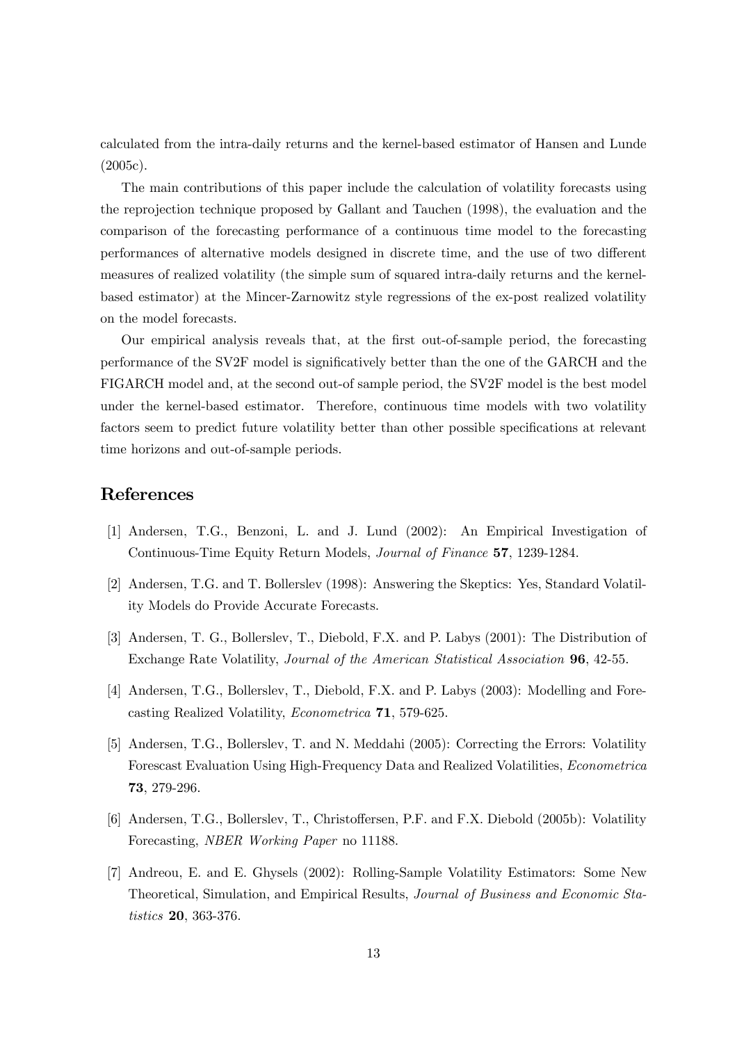calculated from the intra-daily returns and the kernel-based estimator of Hansen and Lunde (2005c).

The main contributions of this paper include the calculation of volatility forecasts using the reprojection technique proposed by Gallant and Tauchen (1998), the evaluation and the comparison of the forecasting performance of a continuous time model to the forecasting performances of alternative models designed in discrete time, and the use of two different measures of realized volatility (the simple sum of squared intra-daily returns and the kernel-based estimator) at the Mincer-Zarnowitz style regressions of the ex-post realized volatility on the model forecasts.

Our empirical analysis reveals that, at the first out-of-sample period, the forecasting performance of the SV2F model is significatively better than the one of the GARCH and the FIGARCH model and, at the second out-of sample period, the SV2F model is the best model under the kernel-based estimator. Therefore, continuous time models with two volatility factors seem to predict future volatility better than other possible specifications at relevant time horizons and out-of-sample periods.

# References

[1] Andersen, T.G., Benzoni, L. and J. Lund (2002): An Empirical Investigation of Continuous-Time Equity Return Models, *Journal of Finance* **57**, 1239-1284.

[2] Andersen, T.G. and T. Bollerslev (1998): Answering the Skeptics: Yes, Standard Volatility Models do Provide Accurate Forecasts.

[3] Andersen, T. G., Bollerslev, T., Diebold, F.X. and P. Labys (2001): The Distribution of Exchange Rate Volatility, *Journal of the American Statistical Association* **96**, 42-55.

[4] Andersen, T.G., Bollerslev, T., Diebold, F.X. and P. Labys (2003): Modelling and Forecasting Realized Volatility, *Econometrica* **71**, 579-625.

[5] Andersen, T.G., Bollerslev, T. and N. Meddahi (2005): Correcting the Errors: Volatility Forecast Evaluation Using High-Frequency Data and Realized Volatilities, *Econometrica* **73**, 279-296.

[6] Andersen, T.G., Bollerslev, T., Christoffersen, P.F. and F.X. Diebold (2005b): Volatility Forecasting, *NBER Working Paper* no 11188.

[7] Andreou, E. and E. Ghysels (2002): Rolling-Sample Volatility Estimators: Some New Theoretical, Simulation, and Empirical Results, *Journal of Business and Economic Statistics* **20**, 363-376.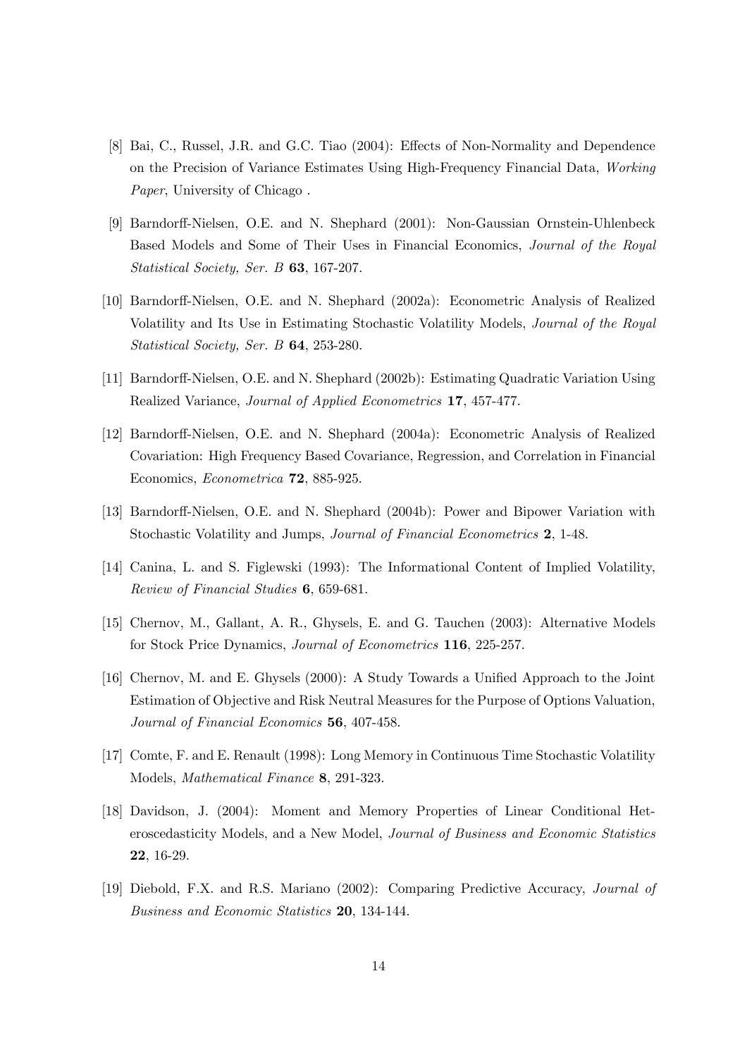[8] Bai, C., Russel, J.R. and G.C. Tiao (2004): Effects of Non-Normality and Dependence on the Precision of Variance Estimates Using High-Frequency Financial Data, *Working Paper*, University of Chicago .

[9] Barndorff-Nielsen, O.E. and N. Shephard (2001): Non-Gaussian Ornstein-Uhlenbeck Based Models and Some of Their Uses in Financial Economics, *Journal of the Royal Statistical Society, Ser. B* **63**, 167-207.

[10] Barndorff-Nielsen, O.E. and N. Shephard (2002a): Econometric Analysis of Realized Volatility and Its Use in Estimating Stochastic Volatility Models, *Journal of the Royal Statistical Society, Ser. B* **64**, 253-280.

[11] Barndorff-Nielsen, O.E. and N. Shephard (2002b): Estimating Quadratic Variation Using Realized Variance, *Journal of Applied Econometrics* **17**, 457-477.

[12] Barndorff-Nielsen, O.E. and N. Shephard (2004a): Econometric Analysis of Realized Covariation: High Frequency Based Covariance, Regression, and Correlation in Financial Economics, *Econometrica* **72**, 885-925.

[13] Barndorff-Nielsen, O.E. and N. Shephard (2004b): Power and Bipower Variation with Stochastic Volatility and Jumps, *Journal of Financial Econometrics* **2**, 1-48.

[14] Canina, L. and S. Figlewski (1993): The Informational Content of Implied Volatility, *Review of Financial Studies* **6**, 659-681.

[15] Chernov, M., Gallant, A. R., Ghysels, E. and G. Tauchen (2003): Alternative Models for Stock Price Dynamics, *Journal of Econometrics* **116**, 225-257.

[16] Chernov, M. and E. Ghysels (2000): A Study Towards a Unified Approach to the Joint Estimation of Objective and Risk Neutral Measures for the Purpose of Options Valuation, *Journal of Financial Economics* **56**, 407-458.

[17] Comte, F. and E. Renault (1998): Long Memory in Continuous Time Stochastic Volatility Models, *Mathematical Finance* **8**, 291-323.

[18] Davidson, J. (2004): Moment and Memory Properties of Linear Conditional Heteroscedasticity Models, and a New Model, *Journal of Business and Economic Statistics* **22**, 16-29.

[19] Diebold, F.X. and R.S. Mariano (2002): Comparing Predictive Accuracy, *Journal of Business and Economic Statistics* **20**, 134-144.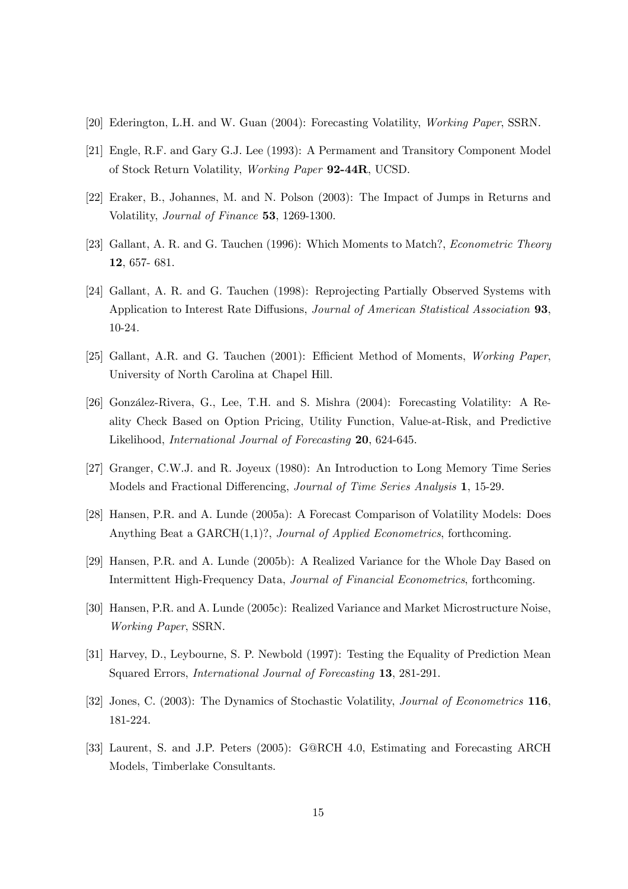[20] Ederington, L.H. and W. Guan (2004): Forecasting Volatility, *Working Paper*, SSRN.

[21] Engle, R.F. and Gary G.J. Lee (1993): A Permament and Transitory Component Model of Stock Return Volatility, *Working Paper* **92-44R**, UCSD.

[22] Eraker, B., Johannes, M. and N. Polson (2003): The Impact of Jumps in Returns and Volatility, *Journal of Finance* **53**, 1269-1300.

[23] Gallant, A. R. and G. Tauchen (1996): Which Moments to Match?, *Econometric Theory* **12**, 657- 681.

[24] Gallant, A. R. and G. Tauchen (1998): Reprojecting Partially Observed Systems with Application to Interest Rate Diffusions, *Journal of American Statistical Association* **93**, 10-24.

[25] Gallant, A.R. and G. Tauchen (2001): Efficient Method of Moments, *Working Paper*, University of North Carolina at Chapel Hill.

[26] González-Rivera, G., Lee, T.H. and S. Mishra (2004): Forecasting Volatility: A Reality Check Based on Option Pricing, Utility Function, Value-at-Risk, and Predictive Likelihood, *International Journal of Forecasting* **20**, 624-645.

[27] Granger, C.W.J. and R. Joyeux (1980): An Introduction to Long Memory Time Series Models and Fractional Differencing, *Journal of Time Series Analysis* **1**, 15-29.

[28] Hansen, P.R. and A. Lunde (2005a): A Forecast Comparison of Volatility Models: Does Anything Beat a GARCH(1,1)?, *Journal of Applied Econometrics*, forthcoming.

[29] Hansen, P.R. and A. Lunde (2005b): A Realized Variance for the Whole Day Based on Intermittent High-Frequency Data, *Journal of Financial Econometrics*, forthcoming.

[30] Hansen, P.R. and A. Lunde (2005c): Realized Variance and Market Microstructure Noise, *Working Paper*, SSRN.

[31] Harvey, D., Leybourne, S. P. Newbold (1997): Testing the Equality of Prediction Mean Squared Errors, *International Journal of Forecasting* **13**, 281-291.

[32] Jones, C. (2003): The Dynamics of Stochastic Volatility, *Journal of Econometrics* **116**, 181-224.

[33] Laurent, S. and J.P. Peters (2005): G@RCH 4.0, Estimating and Forecasting ARCH Models, Timberlake Consultants.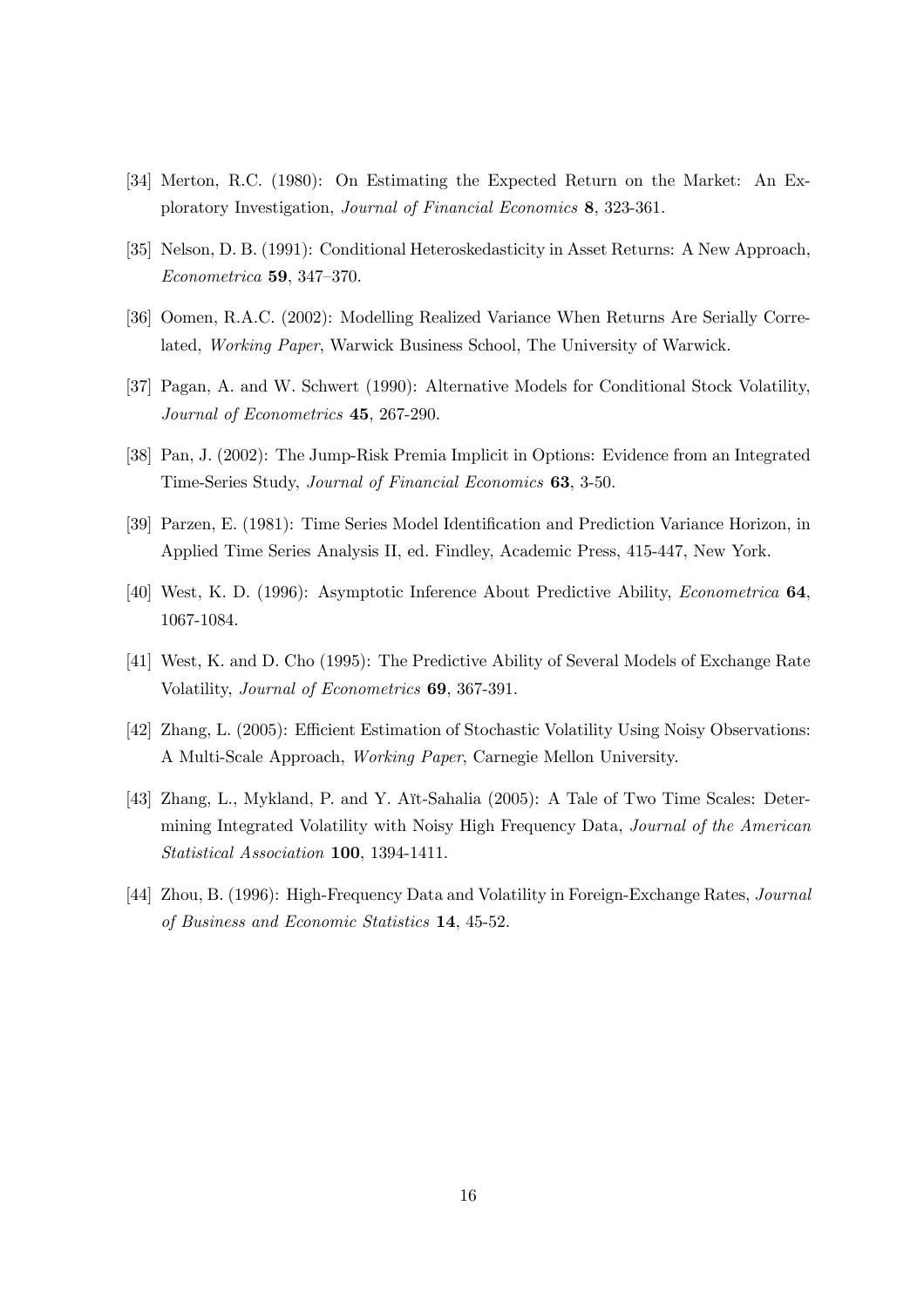[34] Merton, R.C. (1980): On Estimating the Expected Return on the Market: An Exploratory Investigation, *Journal of Financial Economics* **8**, 323-361.

[35] Nelson, D. B. (1991): Conditional Heteroskedasticity in Asset Returns: A New Approach, *Econometrica* **59**, 347–370.

[36] Oomen, R.A.C. (2002): Modelling Realized Variance When Returns Are Serially Correlated, *Working Paper*, Warwick Business School, The University of Warwick.

[37] Pagan, A. and W. Schwert (1990): Alternative Models for Conditional Stock Volatility, *Journal of Econometrics* **45**, 267-290.

[38] Pan, J. (2002): The Jump-Risk Premia Implicit in Options: Evidence from an Integrated Time-Series Study, *Journal of Financial Economics* **63**, 3-50.

[39] Parzen, E. (1981): Time Series Model Identification and Prediction Variance Horizon, in Applied Time Series Analysis II, ed. Findley, Academic Press, 415-447, New York.

[40] West, K. D. (1996): Asymptotic Inference About Predictive Ability, *Econometrica* **64**, 1067-1084.

[41] West, K. and D. Cho (1995): The Predictive Ability of Several Models of Exchange Rate Volatility, *Journal of Econometrics* **69**, 367-391.

[42] Zhang, L. (2005): Efficient Estimation of Stochastic Volatility Using Noisy Observations: A Multi-Scale Approach, *Working Paper*, Carnegie Mellon University.

[43] Zhang, L., Mykland, P. and Y. Aït-Sahalia (2005): A Tale of Two Time Scales: Determining Integrated Volatility with Noisy High Frequency Data, *Journal of the American Statistical Association* **100**, 1394-1411.

[44] Zhou, B. (1996): High-Frequency Data and Volatility in Foreign-Exchange Rates, *Journal of Business and Economic Statistics* **14**, 45-52.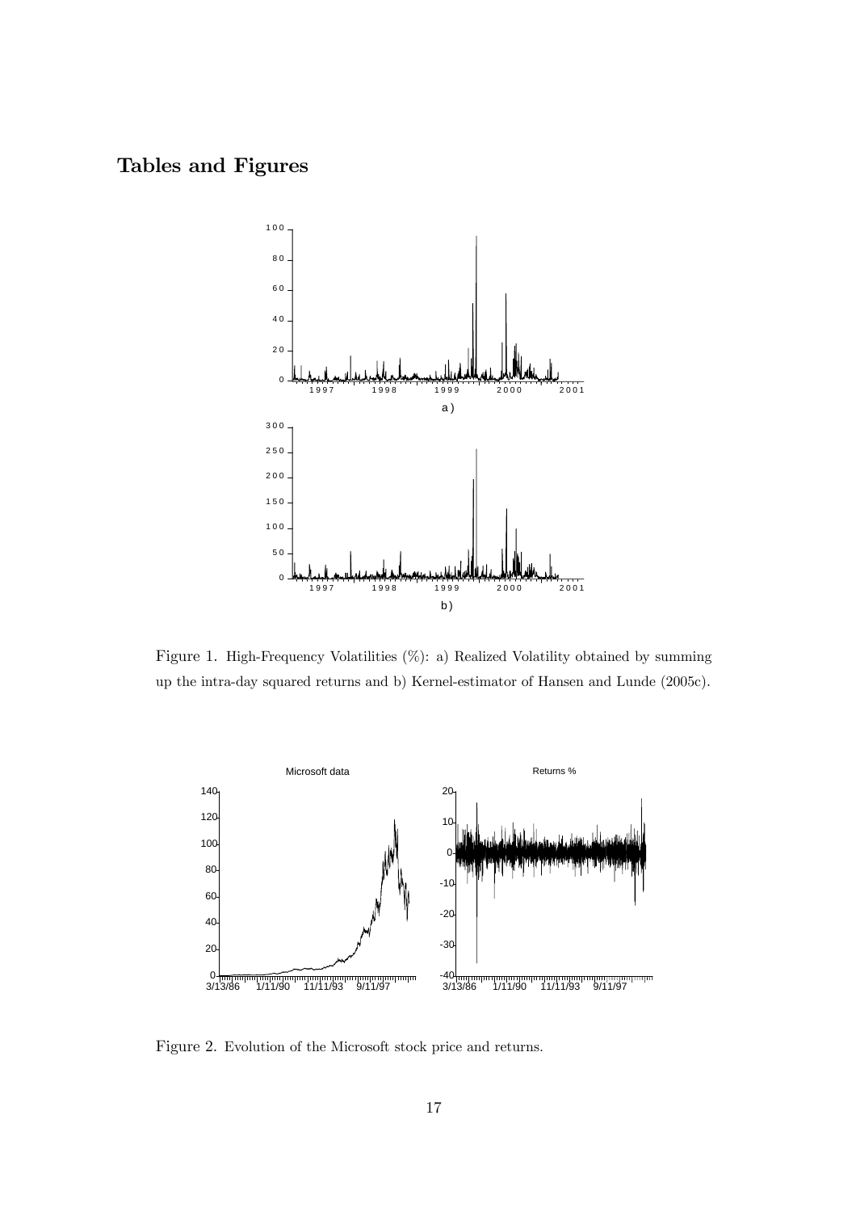## Tables and Figures

100
80
60
40
20
0
1997 1998 1999 2000 2001
a)

300
250
200
150
100
50
0
1997 1998 1999 2000 2001
b)

Figure 1. High-Frequency Volatilities (%): a) Realized Volatility obtained by summing up the intra-day squared returns and b) Kernel-estimator of Hansen and Lunde (2005c).

Microsoft data
140
120
100
80
60
40
20
0
3/13/86 1/11/90 11/11/93 9/11/97

Returns %
20
10
0
-10
-20
-30
-40
3/13/86 1/11/90 11/11/93 9/11/97

Figure 2. Evolution of the Microsoft stock price and returns.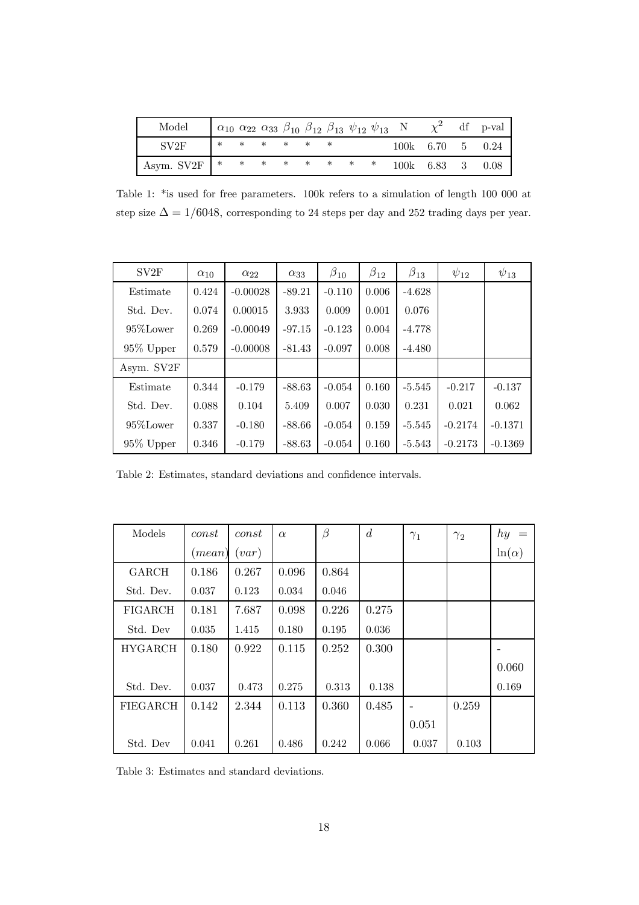| Model | $\alpha_{10}$ | $\alpha_{22}$ | $\alpha_{33}$ | $\beta_{10}$ | $\beta_{12}$ | $\beta_{13}$ | $\psi_{12}$ | $\psi_{13}$ | N | $\chi^2$ | df | p-val |
|---|---|---|---|---|---|---|---|---|---|---|---|---|
| SV2F | * | * | * | * | * | * | | | 100k | 6.70 | 5 | 0.24 |
| Asym. SV2F | * | * | * | * | * | * | * | * | 100k | 6.83 | 3 | 0.08 |

Table 1: *is used for free parameters. 100k refers to a simulation of length 100 000 at step size $\Delta = 1/6048$, corresponding to 24 steps per day and 252 trading days per year.

| SV2F | $\alpha_{10}$ | $\alpha_{22}$ | $\alpha_{33}$ | $\beta_{10}$ | $\beta_{12}$ | $\beta_{13}$ | $\psi_{12}$ | $\psi_{13}$ |
|---|---|---|---|---|---|---|---|---|
| Estimate | 0.424 | -0.00028 | -89.21 | -0.110 | 0.006 | -4.628 | | |
| Std. Dev. | 0.074 | 0.00015 | 3.933 | 0.009 | 0.001 | 0.076 | | |
| 95%Lower | 0.269 | -0.00049 | -97.15 | -0.123 | 0.004 | -4.778 | | |
| 95% Upper | 0.579 | -0.00008 | -81.43 | -0.097 | 0.008 | -4.480 | | |
| Asym. SV2F | | | | | | | | |
| Estimate | 0.344 | -0.179 | -88.63 | -0.054 | 0.160 | -5.545 | -0.217 | -0.137 |
| Std. Dev. | 0.088 | 0.104 | 5.409 | 0.007 | 0.030 | 0.231 | 0.021 | 0.062 |
| 95%Lower | 0.337 | -0.180 | -88.66 | -0.054 | 0.159 | -5.545 | -0.2174 | -0.1371 |
| 95% Upper | 0.346 | -0.179 | -88.63 | -0.054 | 0.160 | -5.543 | -0.2173 | -0.1369 |

Table 2: Estimates, standard deviations and confidence intervals.

| Models | *const* (*mean*) | *const* (*var*) | $\alpha$ | $\beta$ | $d$ | $\gamma_1$ | $\gamma_2$ | $hy = \ln(\alpha)$ |
|---|---|---|---|---|---|---|---|---|
| GARCH | 0.186 | 0.267 | 0.096 | 0.864 | | | | |
| Std. Dev. | 0.037 | 0.123 | 0.034 | 0.046 | | | | |
| FIGARCH | 0.181 | 7.687 | 0.098 | 0.226 | 0.275 | | | |
| Std. Dev | 0.035 | 1.415 | 0.180 | 0.195 | 0.036 | | | |
| HYGARCH | 0.180 | 0.922 | 0.115 | 0.252 | 0.300 | | | -0.060 |
| Std. Dev. | 0.037 | 0.473 | 0.275 | 0.313 | 0.138 | | | 0.169 |
| FIEGARCH | 0.142 | 2.344 | 0.113 | 0.360 | 0.485 | -0.051 | 0.259 | |
| Std. Dev | 0.041 | 0.261 | 0.486 | 0.242 | 0.066 | 0.037 | 0.103 | |

Table 3: Estimates and standard deviations.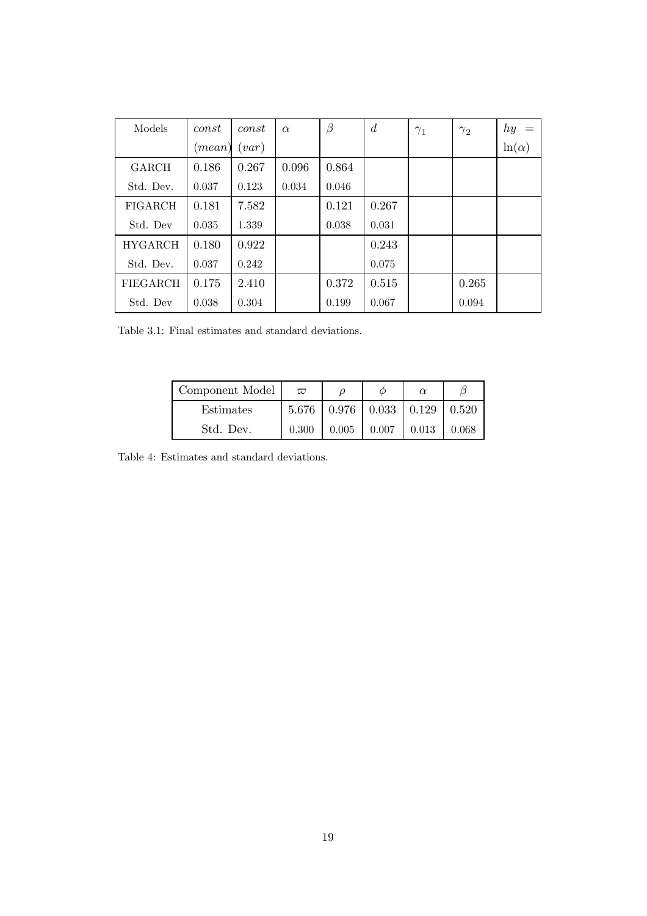| Models | $const$ $(mean)$ | $const$ $(var)$ | $\alpha$ | $\beta$ | $d$ | $\gamma_1$ | $\gamma_2$ | $hy = \ln(\alpha)$ |
|---|---|---|---|---|---|---|---|---|
| GARCH | 0.186 | 0.267 | 0.096 | 0.864 | | | | |
| Std. Dev. | 0.037 | 0.123 | 0.034 | 0.046 | | | | |
| FIGARCH | 0.181 | 7.582 | | 0.121 | 0.267 | | | |
| Std. Dev | 0.035 | 1.339 | | 0.038 | 0.031 | | | |
| HYGARCH | 0.180 | 0.922 | | | 0.243 | | | |
| Std. Dev. | 0.037 | 0.242 | | | 0.075 | | | |
| FIEGARCH | 0.175 | 2.410 | | 0.372 | 0.515 | | 0.265 | |
| Std. Dev | 0.038 | 0.304 | | 0.199 | 0.067 | | 0.094 | |

Table 3.1: Final estimates and standard deviations.

| Component Model | $\varpi$ | $\rho$ | $\phi$ | $\alpha$ | $\beta$ |
|---|---|---|---|---|---|
| Estimates | 5.676 | 0.976 | 0.033 | 0.129 | 0.520 |
| Std. Dev. | 0.300 | 0.005 | 0.007 | 0.013 | 0.068 |

Table 4: Estimates and standard deviations.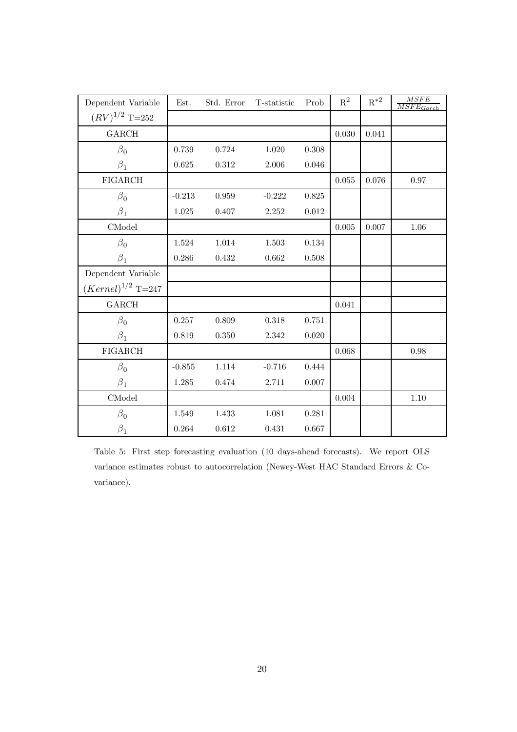| Dependent Variable | Est. | Std. Error | T-statistic | Prob | $R^2$ | $R^{*2}$ | $\frac{MSFE}{MSFE_{Garch}}$ |
|---|---|---|---|---|---|---|---|
| $(RV)^{1/2}$ T=252 | | | | | | | |
| GARCH | | | | | 0.030 | 0.041 | |
| $\beta_0$ | 0.739 | 0.724 | 1.020 | 0.308 | | | |
| $\beta_1$ | 0.625 | 0.312 | 2.006 | 0.046 | | | |
| FIGARCH | | | | | 0.055 | 0.076 | 0.97 |
| $\beta_0$ | -0.213 | 0.959 | -0.222 | 0.825 | | | |
| $\beta_1$ | 1.025 | 0.407 | 2.252 | 0.012 | | | |
| CModel | | | | | 0.005 | 0.007 | 1.06 |
| $\beta_0$ | 1.524 | 1.014 | 1.503 | 0.134 | | | |
| $\beta_1$ | 0.286 | 0.432 | 0.662 | 0.508 | | | |
| Dependent Variable | | | | | | | |
| $(Kernel)^{1/2}$ T=247 | | | | | | | |
| GARCH | | | | | 0.041 | | |
| $\beta_0$ | 0.257 | 0.809 | 0.318 | 0.751 | | | |
| $\beta_1$ | 0.819 | 0.350 | 2.342 | 0.020 | | | |
| FIGARCH | | | | | 0.068 | | 0.98 |
| $\beta_0$ | -0.855 | 1.114 | -0.716 | 0.444 | | | |
| $\beta_1$ | 1.285 | 0.474 | 2.711 | 0.007 | | | |
| CModel | | | | | 0.004 | | 1.10 |
| $\beta_0$ | 1.549 | 1.433 | 1.081 | 0.281 | | | |
| $\beta_1$ | 0.264 | 0.612 | 0.431 | 0.667 | | | |

Table 5: First step forecasting evaluation (10 days-ahead forecasts). We report OLS variance estimates robust to autocorrelation (Newey-West HAC Standard Errors & Covariance).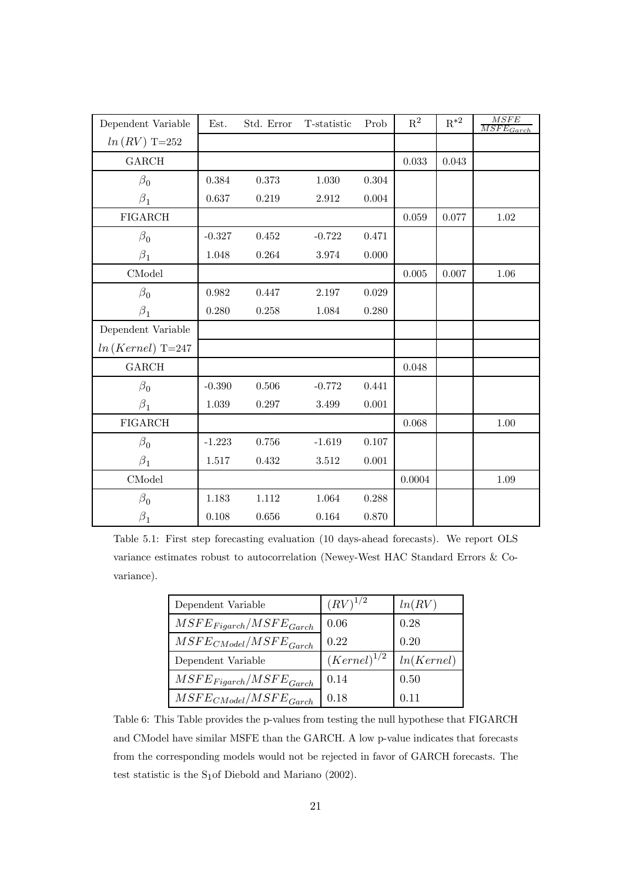| Dependent Variable | Est. | Std. Error | T-statistic | Prob | $R^2$ | $R^{*2}$ | $\frac{MSFE}{MSFE_{Garch}}$ |
|---|---|---|---|---|---|---|---|
| $ln(RV)$ T=252 | | | | | | | |
| GARCH | | | | | 0.033 | 0.043 | |
| $\beta_0$ | 0.384 | 0.373 | 1.030 | 0.304 | | | |
| $\beta_1$ | 0.637 | 0.219 | 2.912 | 0.004 | | | |
| FIGARCH | | | | | 0.059 | 0.077 | 1.02 |
| $\beta_0$ | -0.327 | 0.452 | -0.722 | 0.471 | | | |
| $\beta_1$ | 1.048 | 0.264 | 3.974 | 0.000 | | | |
| CModel | | | | | 0.005 | 0.007 | 1.06 |
| $\beta_0$ | 0.982 | 0.447 | 2.197 | 0.029 | | | |
| $\beta_1$ | 0.280 | 0.258 | 1.084 | 0.280 | | | |
| Dependent Variable | | | | | | | |
| $ln(Kernel)$ T=247 | | | | | | | |
| GARCH | | | | | 0.048 | | |
| $\beta_0$ | -0.390 | 0.506 | -0.772 | 0.441 | | | |
| $\beta_1$ | 1.039 | 0.297 | 3.499 | 0.001 | | | |
| FIGARCH | | | | | 0.068 | | 1.00 |
| $\beta_0$ | -1.223 | 0.756 | -1.619 | 0.107 | | | |
| $\beta_1$ | 1.517 | 0.432 | 3.512 | 0.001 | | | |
| CModel | | | | | 0.0004 | | 1.09 |
| $\beta_0$ | 1.183 | 1.112 | 1.064 | 0.288 | | | |
| $\beta_1$ | 0.108 | 0.656 | 0.164 | 0.870 | | | |

Table 5.1: First step forecasting evaluation (10 days-ahead forecasts). We report OLS variance estimates robust to autocorrelation (Newey-West HAC Standard Errors & Covariance).

| Dependent Variable | $(RV)^{1/2}$ | $ln(RV)$ |
|---|---|---|
| $MSFE_{Figarch}/MSFE_{Garch}$ | 0.06 | 0.28 |
| $MSFE_{CModel}/MSFE_{Garch}$ | 0.22 | 0.20 |
| Dependent Variable | $(Kernel)^{1/2}$ | $ln(Kernel)$ |
| $MSFE_{Figarch}/MSFE_{Garch}$ | 0.14 | 0.50 |
| $MSFE_{CModel}/MSFE_{Garch}$ | 0.18 | 0.11 |

Table 6: This Table provides the p-values from testing the null hypothese that FIGARCH and CModel have similar MSFE than the GARCH. A low p-value indicates that forecasts from the corresponding models would not be rejected in favor of GARCH forecasts. The test statistic is the $S_1$of Diebold and Mariano (2002).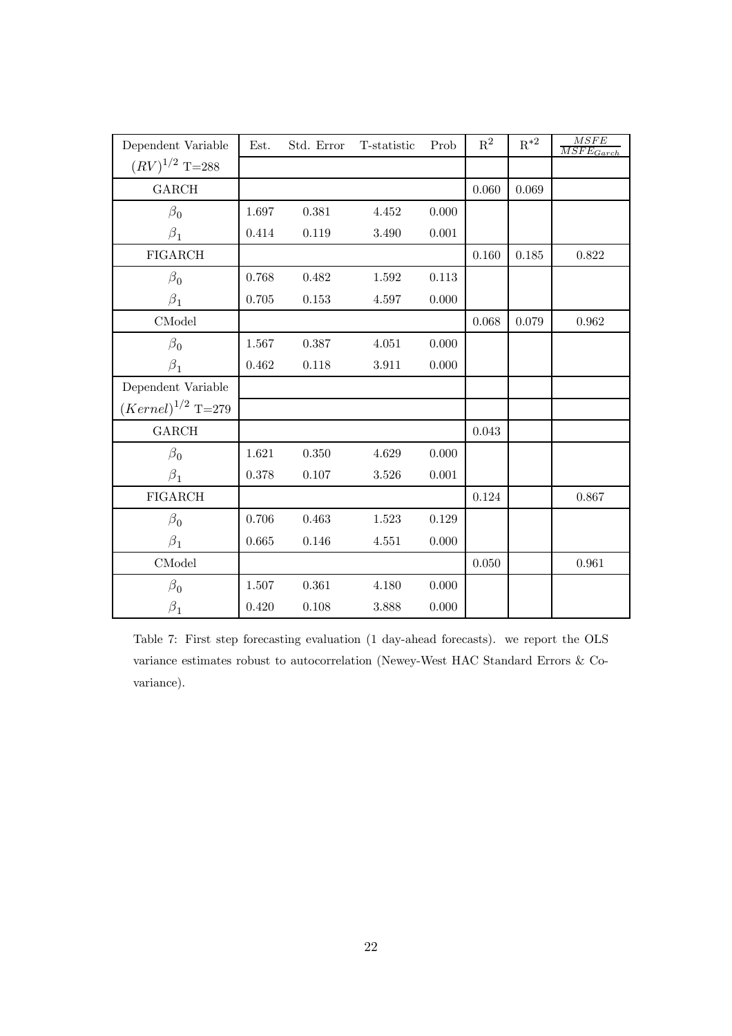| Dependent Variable | Est. | Std. Error | T-statistic | Prob | $R^2$ | $R^{*2}$ | $\frac{MSFE}{MSFE_{Garch}}$ |
|---|---|---|---|---|---|---|---|
| $(RV)^{1/2}$ T=288 | | | | | | | |
| GARCH | | | | | 0.060 | 0.069 | |
| $\beta_0$ | 1.697 | 0.381 | 4.452 | 0.000 | | | |
| $\beta_1$ | 0.414 | 0.119 | 3.490 | 0.001 | | | |
| FIGARCH | | | | | 0.160 | 0.185 | 0.822 |
| $\beta_0$ | 0.768 | 0.482 | 1.592 | 0.113 | | | |
| $\beta_1$ | 0.705 | 0.153 | 4.597 | 0.000 | | | |
| CModel | | | | | 0.068 | 0.079 | 0.962 |
| $\beta_0$ | 1.567 | 0.387 | 4.051 | 0.000 | | | |
| $\beta_1$ | 0.462 | 0.118 | 3.911 | 0.000 | | | |
| Dependent Variable | | | | | | | |
| $(Kernel)^{1/2}$ T=279 | | | | | | | |
| GARCH | | | | | 0.043 | | |
| $\beta_0$ | 1.621 | 0.350 | 4.629 | 0.000 | | | |
| $\beta_1$ | 0.378 | 0.107 | 3.526 | 0.001 | | | |
| FIGARCH | | | | | 0.124 | | 0.867 |
| $\beta_0$ | 0.706 | 0.463 | 1.523 | 0.129 | | | |
| $\beta_1$ | 0.665 | 0.146 | 4.551 | 0.000 | | | |
| CModel | | | | | 0.050 | | 0.961 |
| $\beta_0$ | 1.507 | 0.361 | 4.180 | 0.000 | | | |
| $\beta_1$ | 0.420 | 0.108 | 3.888 | 0.000 | | | |

Table 7: First step forecasting evaluation (1 day-ahead forecasts). we report the OLS variance estimates robust to autocorrelation (Newey-West HAC Standard Errors & Covariance).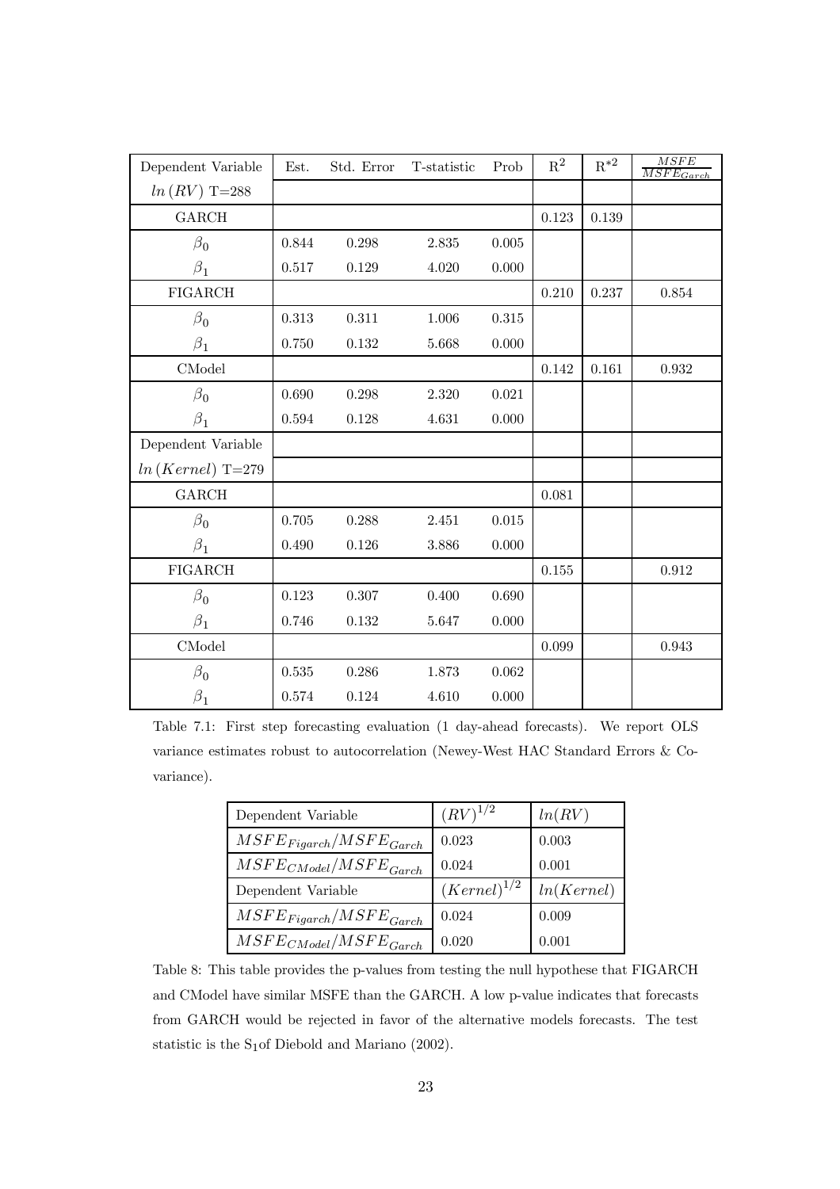| Dependent Variable | Est. | Std. Error | T-statistic | Prob | $R^2$ | $R^{*2}$ | $\frac{MSFE}{MSFE_{Garch}}$ |
|---|---|---|---|---|---|---|---|
| $ln(RV)$ T=288 | | | | | | | |
| GARCH | | | | | 0.123 | 0.139 | |
| $\beta_0$ | 0.844 | 0.298 | 2.835 | 0.005 | | | |
| $\beta_1$ | 0.517 | 0.129 | 4.020 | 0.000 | | | |
| FIGARCH | | | | | 0.210 | 0.237 | 0.854 |
| $\beta_0$ | 0.313 | 0.311 | 1.006 | 0.315 | | | |
| $\beta_1$ | 0.750 | 0.132 | 5.668 | 0.000 | | | |
| CModel | | | | | 0.142 | 0.161 | 0.932 |
| $\beta_0$ | 0.690 | 0.298 | 2.320 | 0.021 | | | |
| $\beta_1$ | 0.594 | 0.128 | 4.631 | 0.000 | | | |
| Dependent Variable | | | | | | | |
| $ln(Kernel)$ T=279 | | | | | | | |
| GARCH | | | | | 0.081 | | |
| $\beta_0$ | 0.705 | 0.288 | 2.451 | 0.015 | | | |
| $\beta_1$ | 0.490 | 0.126 | 3.886 | 0.000 | | | |
| FIGARCH | | | | | 0.155 | | 0.912 |
| $\beta_0$ | 0.123 | 0.307 | 0.400 | 0.690 | | | |
| $\beta_1$ | 0.746 | 0.132 | 5.647 | 0.000 | | | |
| CModel | | | | | 0.099 | | 0.943 |
| $\beta_0$ | 0.535 | 0.286 | 1.873 | 0.062 | | | |
| $\beta_1$ | 0.574 | 0.124 | 4.610 | 0.000 | | | |

Table 7.1: First step forecasting evaluation (1 day-ahead forecasts). We report OLS variance estimates robust to autocorrelation (Newey-West HAC Standard Errors & Covariance).

| Dependent Variable | $(RV)^{1/2}$ | $ln(RV)$ |
|---|---|---|
| $MSFE_{Figarch}/MSFE_{Garch}$ | 0.023 | 0.003 |
| $MSFE_{CModel}/MSFE_{Garch}$ | 0.024 | 0.001 |
| Dependent Variable | $(Kernel)^{1/2}$ | $ln(Kernel)$ |
| $MSFE_{Figarch}/MSFE_{Garch}$ | 0.024 | 0.009 |
| $MSFE_{CModel}/MSFE_{Garch}$ | 0.020 | 0.001 |

Table 8: This table provides the p-values from testing the null hypothese that FIGARCH and CModel have similar MSFE than the GARCH. A low p-value indicates that forecasts from GARCH would be rejected in favor of the alternative models forecasts. The test statistic is the $S_1$of Diebold and Mariano (2002).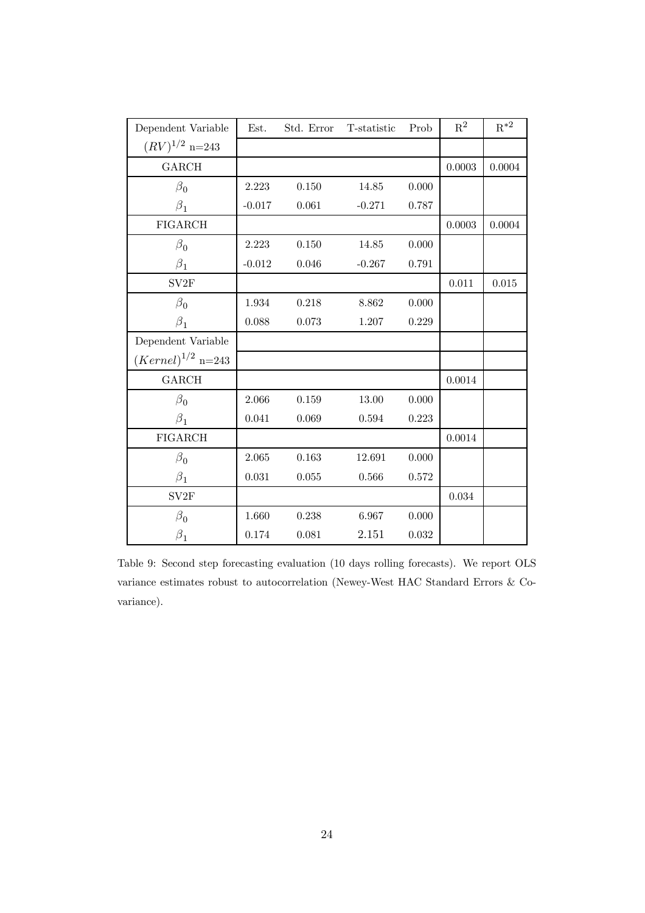| Dependent Variable | Est. | Std. Error | T-statistic | Prob | $R^2$ | $R^{*2}$ |
|---|---|---|---|---|---|---|
| $(RV)^{1/2}$ n=243 | | | | | | |
| GARCH | | | | | 0.0003 | 0.0004 |
| $\beta_0$ | 2.223 | 0.150 | 14.85 | 0.000 | | |
| $\beta_1$ | -0.017 | 0.061 | -0.271 | 0.787 | | |
| FIGARCH | | | | | 0.0003 | 0.0004 |
| $\beta_0$ | 2.223 | 0.150 | 14.85 | 0.000 | | |
| $\beta_1$ | -0.012 | 0.046 | -0.267 | 0.791 | | |
| SV2F | | | | | 0.011 | 0.015 |
| $\beta_0$ | 1.934 | 0.218 | 8.862 | 0.000 | | |
| $\beta_1$ | 0.088 | 0.073 | 1.207 | 0.229 | | |
| Dependent Variable | | | | | | |
| $(Kernel)^{1/2}$ n=243 | | | | | | |
| GARCH | | | | | 0.0014 | |
| $\beta_0$ | 2.066 | 0.159 | 13.00 | 0.000 | | |
| $\beta_1$ | 0.041 | 0.069 | 0.594 | 0.223 | | |
| FIGARCH | | | | | 0.0014 | |
| $\beta_0$ | 2.065 | 0.163 | 12.691 | 0.000 | | |
| $\beta_1$ | 0.031 | 0.055 | 0.566 | 0.572 | | |
| SV2F | | | | | 0.034 | |
| $\beta_0$ | 1.660 | 0.238 | 6.967 | 0.000 | | |
| $\beta_1$ | 0.174 | 0.081 | 2.151 | 0.032 | | |

Table 9: Second step forecasting evaluation (10 days rolling forecasts). We report OLS variance estimates robust to autocorrelation (Newey-West HAC Standard Errors & Covariance).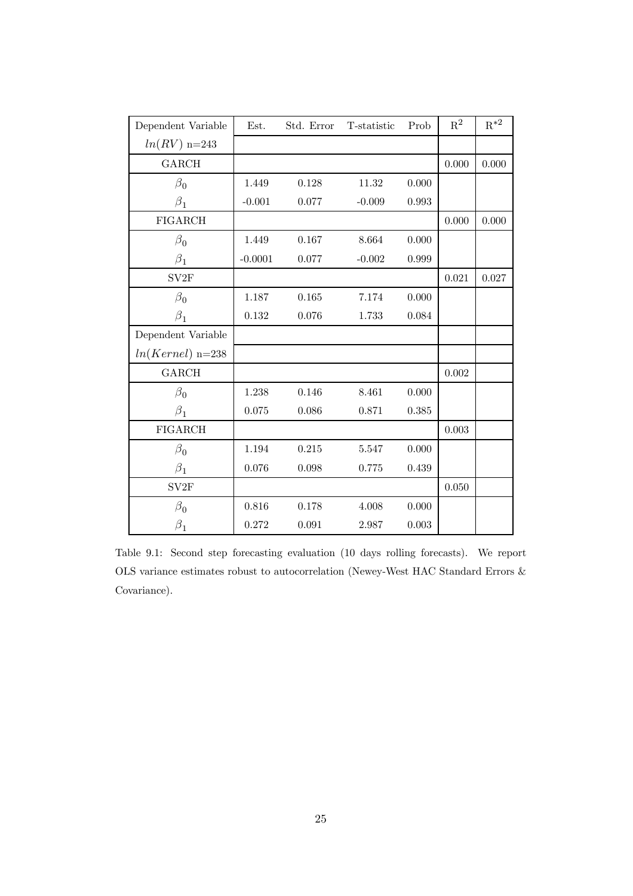| Dependent Variable | Est. | Std. Error | T-statistic | Prob | $R^2$ | $R^{*2}$ |
|---|---|---|---|---|---|---|
| $ln(RV)$ n=243 | | | | | | |
| GARCH | | | | | 0.000 | 0.000 |
| $\beta_0$ | 1.449 | 0.128 | 11.32 | 0.000 | | |
| $\beta_1$ | -0.001 | 0.077 | -0.009 | 0.993 | | |
| FIGARCH | | | | | 0.000 | 0.000 |
| $\beta_0$ | 1.449 | 0.167 | 8.664 | 0.000 | | |
| $\beta_1$ | -0.0001 | 0.077 | -0.002 | 0.999 | | |
| SV2F | | | | | 0.021 | 0.027 |
| $\beta_0$ | 1.187 | 0.165 | 7.174 | 0.000 | | |
| $\beta_1$ | 0.132 | 0.076 | 1.733 | 0.084 | | |
| Dependent Variable | | | | | | |
| $ln(Kernel)$ n=238 | | | | | | |
| GARCH | | | | | 0.002 | |
| $\beta_0$ | 1.238 | 0.146 | 8.461 | 0.000 | | |
| $\beta_1$ | 0.075 | 0.086 | 0.871 | 0.385 | | |
| FIGARCH | | | | | 0.003 | |
| $\beta_0$ | 1.194 | 0.215 | 5.547 | 0.000 | | |
| $\beta_1$ | 0.076 | 0.098 | 0.775 | 0.439 | | |
| SV2F | | | | | 0.050 | |
| $\beta_0$ | 0.816 | 0.178 | 4.008 | 0.000 | | |
| $\beta_1$ | 0.272 | 0.091 | 2.987 | 0.003 | | |

Table 9.1: Second step forecasting evaluation (10 days rolling forecasts). We report OLS variance estimates robust to autocorrelation (Newey-West HAC Standard Errors & Covariance).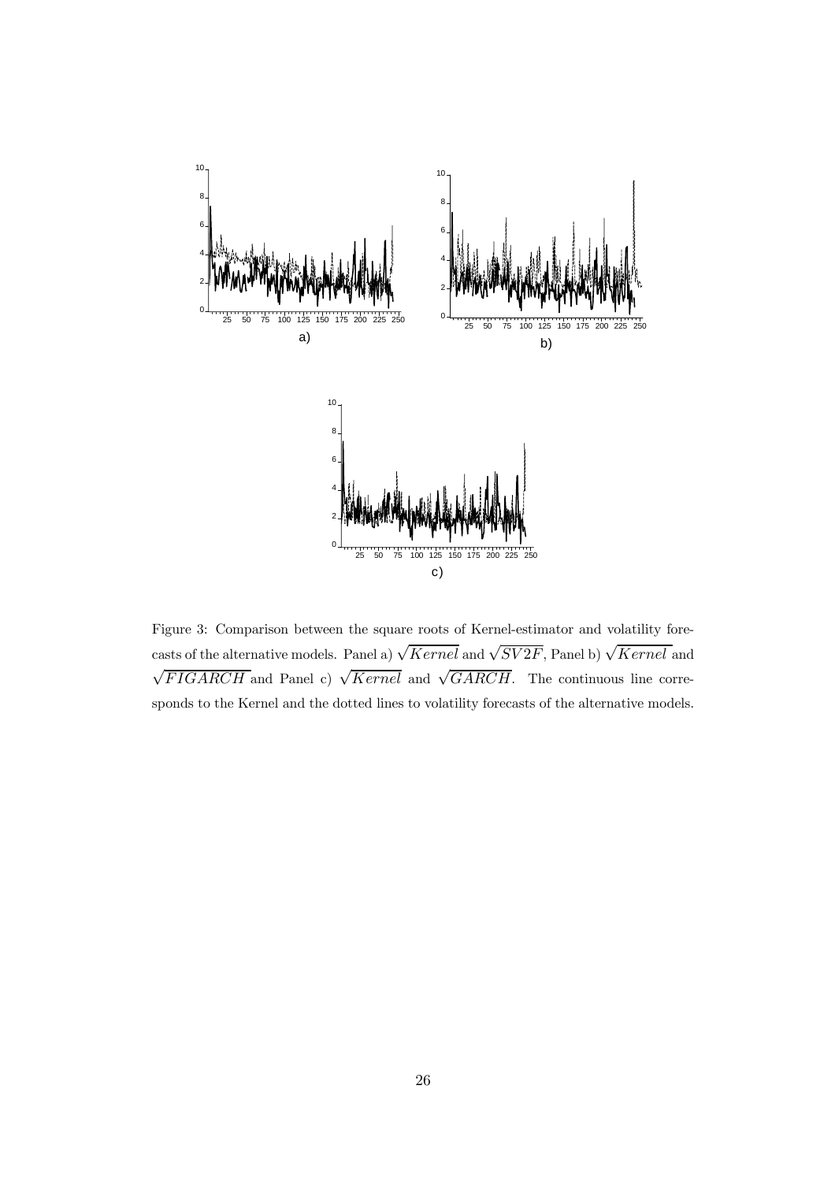10
8
6
4
2
0
25 50 75 100 125 150 175 200 225 250

a)

10
8
6
4
2
0
25 50 75 100 125 150 175 200 225 250

b)

10
8
6
4
2
0
25 50 75 100 125 150 175 200 225 250

c)

Figure 3: Comparison between the square roots of Kernel-estimator and volatility forecasts of the alternative models. Panel a) $\sqrt{Kernel}$ and $\sqrt{SV2F}$, Panel b) $\sqrt{Kernel}$ and $\sqrt{FIGARCH}$ and Panel c) $\sqrt{Kernel}$ and $\sqrt{GARCH}$. The continuous line corresponds to the Kernel and the dotted lines to volatility forecasts of the alternative models.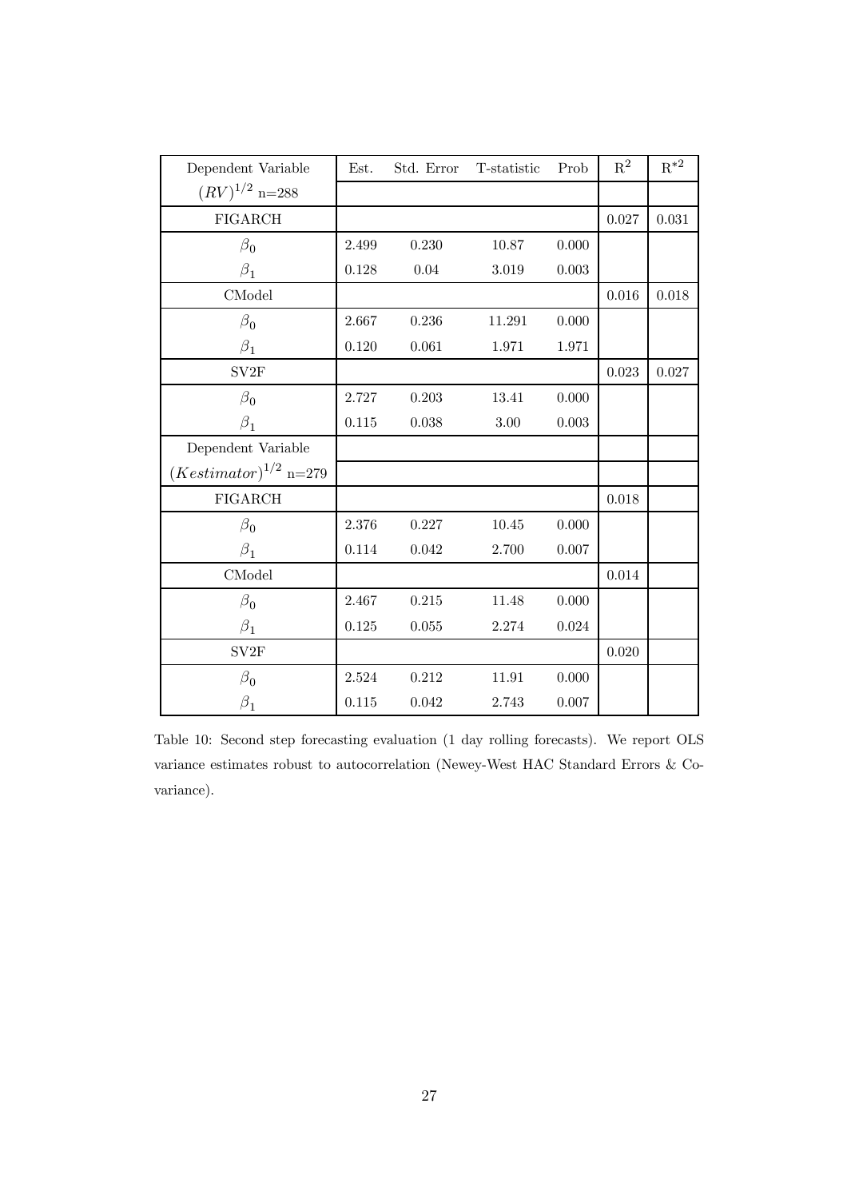| Dependent Variable | Est. | Std. Error | T-statistic | Prob | $R^2$ | $R^{*2}$ |
|---|---|---|---|---|---|---|
| $(RV)^{1/2}$ n=288 | | | | | | |
| FIGARCH | | | | | 0.027 | 0.031 |
| $\beta_0$ | 2.499 | 0.230 | 10.87 | 0.000 | | |
| $\beta_1$ | 0.128 | 0.04 | 3.019 | 0.003 | | |
| CModel | | | | | 0.016 | 0.018 |
| $\beta_0$ | 2.667 | 0.236 | 11.291 | 0.000 | | |
| $\beta_1$ | 0.120 | 0.061 | 1.971 | 1.971 | | |
| SV2F | | | | | 0.023 | 0.027 |
| $\beta_0$ | 2.727 | 0.203 | 13.41 | 0.000 | | |
| $\beta_1$ | 0.115 | 0.038 | 3.00 | 0.003 | | |
| Dependent Variable | | | | | | |
| $(Kestimator)^{1/2}$ n=279 | | | | | | |
| FIGARCH | | | | | 0.018 | |
| $\beta_0$ | 2.376 | 0.227 | 10.45 | 0.000 | | |
| $\beta_1$ | 0.114 | 0.042 | 2.700 | 0.007 | | |
| CModel | | | | | 0.014 | |
| $\beta_0$ | 2.467 | 0.215 | 11.48 | 0.000 | | |
| $\beta_1$ | 0.125 | 0.055 | 2.274 | 0.024 | | |
| SV2F | | | | | 0.020 | |
| $\beta_0$ | 2.524 | 0.212 | 11.91 | 0.000 | | |
| $\beta_1$ | 0.115 | 0.042 | 2.743 | 0.007 | | |

Table 10: Second step forecasting evaluation (1 day rolling forecasts). We report OLS variance estimates robust to autocorrelation (Newey-West HAC Standard Errors & Covariance).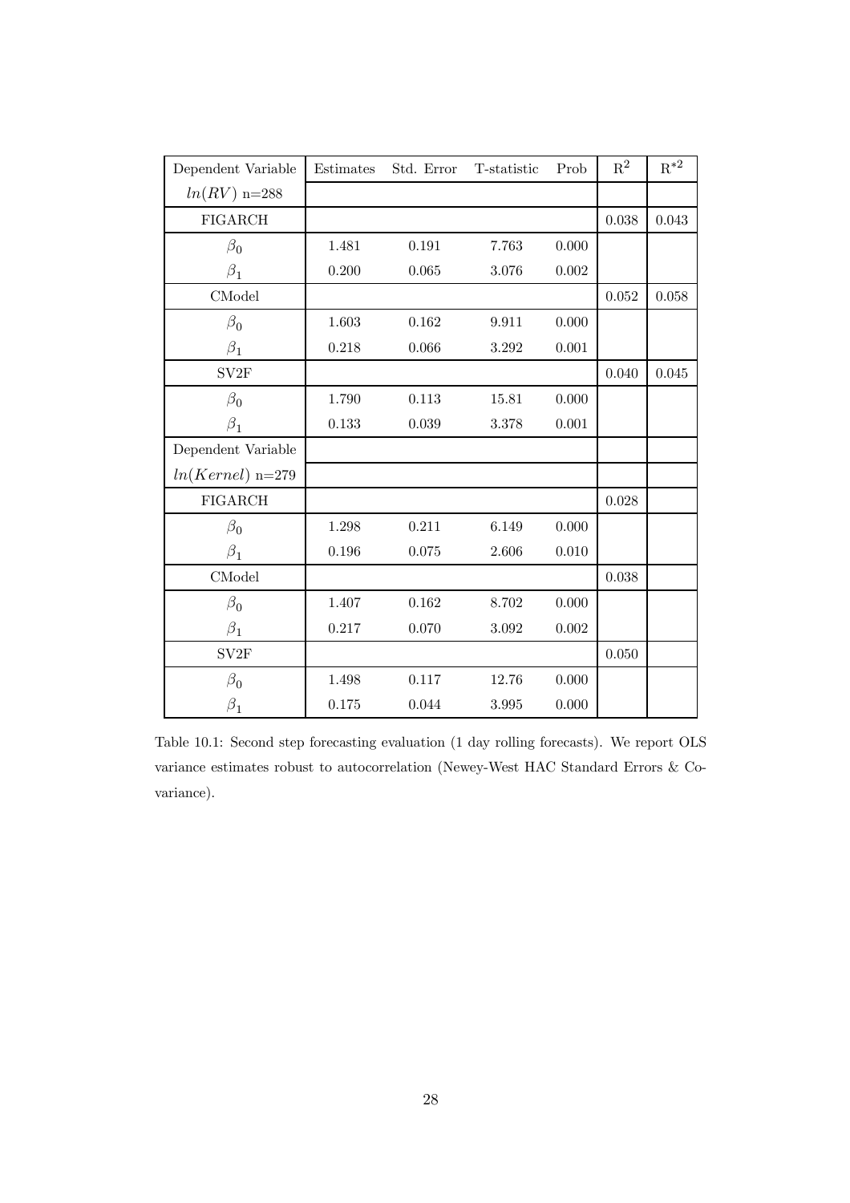| Dependent Variable | Estimates | Std. Error | T-statistic | Prob | $R^2$ | $R^{*2}$ |
|---|---|---|---|---|---|---|
| $ln(RV)$ n=288 | | | | | | |
| FIGARCH | | | | | 0.038 | 0.043 |
| $\beta_0$ | 1.481 | 0.191 | 7.763 | 0.000 | | |
| $\beta_1$ | 0.200 | 0.065 | 3.076 | 0.002 | | |
| CModel | | | | | 0.052 | 0.058 |
| $\beta_0$ | 1.603 | 0.162 | 9.911 | 0.000 | | |
| $\beta_1$ | 0.218 | 0.066 | 3.292 | 0.001 | | |
| SV2F | | | | | 0.040 | 0.045 |
| $\beta_0$ | 1.790 | 0.113 | 15.81 | 0.000 | | |
| $\beta_1$ | 0.133 | 0.039 | 3.378 | 0.001 | | |
| Dependent Variable | | | | | | |
| $ln(Kernel)$ n=279 | | | | | | |
| FIGARCH | | | | | 0.028 | |
| $\beta_0$ | 1.298 | 0.211 | 6.149 | 0.000 | | |
| $\beta_1$ | 0.196 | 0.075 | 2.606 | 0.010 | | |
| CModel | | | | | 0.038 | |
| $\beta_0$ | 1.407 | 0.162 | 8.702 | 0.000 | | |
| $\beta_1$ | 0.217 | 0.070 | 3.092 | 0.002 | | |
| SV2F | | | | | 0.050 | |
| $\beta_0$ | 1.498 | 0.117 | 12.76 | 0.000 | | |
| $\beta_1$ | 0.175 | 0.044 | 3.995 | 0.000 | | |

Table 10.1: Second step forecasting evaluation (1 day rolling forecasts). We report OLS variance estimates robust to autocorrelation (Newey-West HAC Standard Errors & Covariance).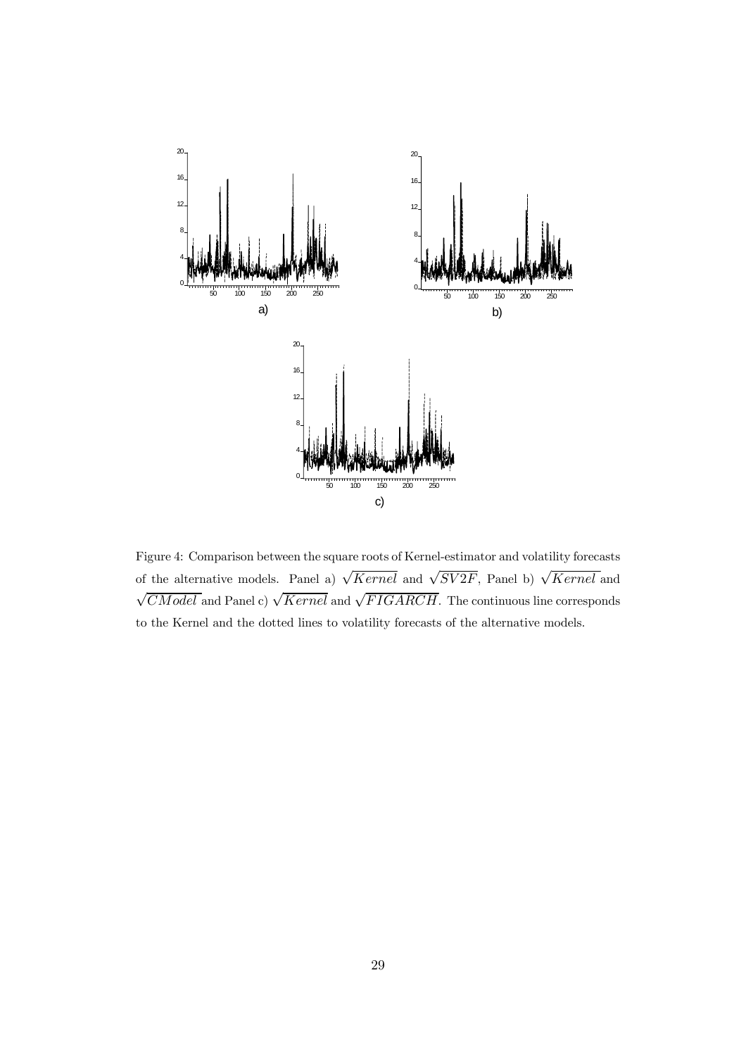20
16
12
8
4
0
50 100 150 200 250

a)

20
16
12
8
4
0
50 100 150 200 250

b)

20
16
12
8
4
0
50 100 150 200 250

c)

Figure 4: Comparison between the square roots of Kernel-estimator and volatility forecasts of the alternative models. Panel a) $\sqrt{Kernel}$ and $\sqrt{SV2F}$, Panel b) $\sqrt{Kernel}$ and $\sqrt{CModel}$ and Panel c) $\sqrt{Kernel}$ and $\sqrt{FIGARCH}$. The continuous line corresponds to the Kernel and the dotted lines to volatility forecasts of the alternative models.